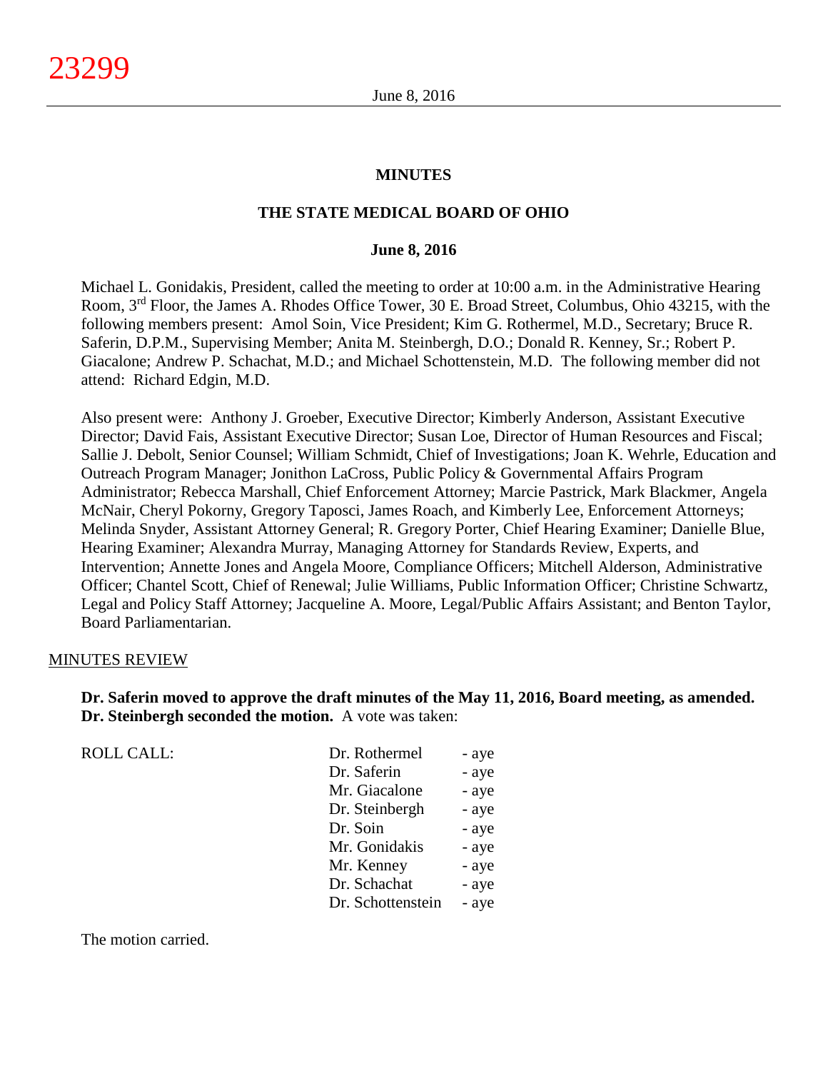# MINUTES

## THE STATE MEDICAL BOARD OF OHIO

### June 8, 2016

Michael L. Gonidakis, President, called the meeting to order at 10:00 a.m. in the Administrative Hearing Room, 3rd Floor, the James A. Rhodes Office Tower, 30 E. Broad Street, Columbus, Ohio 43215, with the following members present: Amol Soin, Vice President; Kim G. Rothermel, M.D., Secretary; Bruce R. Saferin, D.P.M., Supervising Member; Anita M. Steinbergh, D.O.; Donald R. Kenney, Sr.; Robert P. Giacalone; Andrew P. Schachat, M.D.; and Michael Schottenstein, M.D. The following member did not attend: Richard Edgin, M.D.

Also present were: Anthony J. Groeber, Executive Director; Kimberly Anderson, Assistant Executive Director; David Fais, Assistant Executive Director; Susan Loe, Director of Human Resources and Fiscal; Sallie J. Debolt, Senior Counsel; William Schmidt, Chief of Investigations; Joan K. Wehrle, Education and Outreach Program Manager; Jonithon LaCross, Public Policy & Governmental Affairs Program Administrator; Rebecca Marshall, Chief Enforcement Attorney; Marcie Pastrick, Mark Blackmer, Angela McNair, Cheryl Pokorny, Gregory Taposci, James Roach, and Kimberly Lee, Enforcement Attorneys; Melinda Snyder, Assistant Attorney General; R. Gregory Porter, Chief Hearing Examiner; Danielle Blue, Hearing Examiner; Alexandra Murray, Managing Attorney for Standards Review, Experts, and Intervention; Annette Jones and Angela Moore, Compliance Officers; Mitchell Alderson, Administrative Officer; Chantel Scott, Chief of Renewal; Julie Williams, Public Information Officer; Christine Schwartz, Legal and Policy Staff Attorney; Jacqueline A. Moore, Legal/Public Affairs Assistant; and Benton Taylor, Board Parliamentarian.

MINUTES REVIEW

**Dr. Saferin moved to approve the draft minutes of the May 11, 2016, Board meeting, as amended. Dr. Steinbergh seconded the motion.** A vote was taken:

| ROLL CALL: | | |
|---|---|---|
| | Dr. Rothermel | - aye |
| | Dr. Saferin | - aye |
| | Mr. Giacalone | - aye |
| | Dr. Steinbergh | - aye |
| | Dr. Soin | - aye |
| | Mr. Gonidakis | - aye |
| | Mr. Kenney | - aye |
| | Dr. Schachat | - aye |
| | Dr. Schottenstein | - aye |

The motion carried.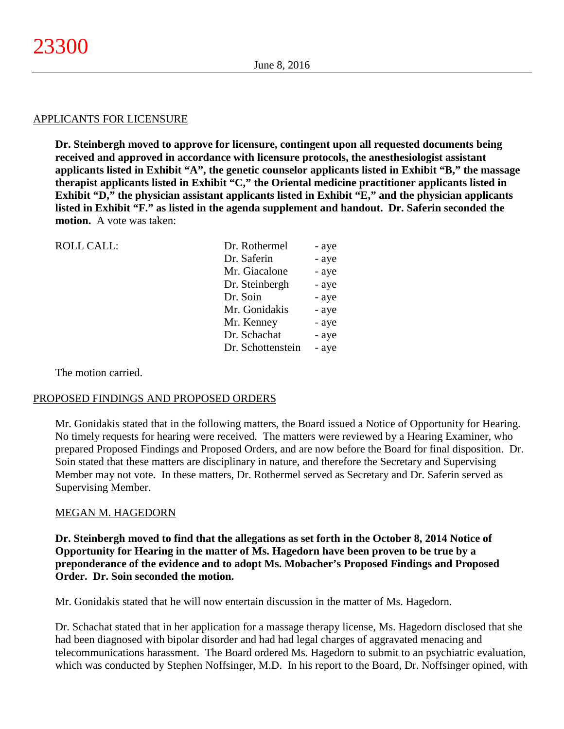## APPLICANTS FOR LICENSURE

**Dr. Steinbergh moved to approve for licensure, contingent upon all requested documents being received and approved in accordance with licensure protocols, the anesthesiologist assistant applicants listed in Exhibit "A", the genetic counselor applicants listed in Exhibit "B," the massage therapist applicants listed in Exhibit "C," the Oriental medicine practitioner applicants listed in Exhibit "D," the physician assistant applicants listed in Exhibit "E," and the physician applicants listed in Exhibit "F." as listed in the agenda supplement and handout. Dr. Saferin seconded the motion.** A vote was taken:

| ROLL CALL: | | |
|---|---|---|
| | Dr. Rothermel | - aye |
| | Dr. Saferin | - aye |
| | Mr. Giacalone | - aye |
| | Dr. Steinbergh | - aye |
| | Dr. Soin | - aye |
| | Mr. Gonidakis | - aye |
| | Mr. Kenney | - aye |
| | Dr. Schachat | - aye |
| | Dr. Schottenstein | - aye |

The motion carried.

## PROPOSED FINDINGS AND PROPOSED ORDERS

Mr. Gonidakis stated that in the following matters, the Board issued a Notice of Opportunity for Hearing. No timely requests for hearing were received. The matters were reviewed by a Hearing Examiner, who prepared Proposed Findings and Proposed Orders, and are now before the Board for final disposition. Dr. Soin stated that these matters are disciplinary in nature, and therefore the Secretary and Supervising Member may not vote. In these matters, Dr. Rothermel served as Secretary and Dr. Saferin served as Supervising Member.

### MEGAN M. HAGEDORN

**Dr. Steinbergh moved to find that the allegations as set forth in the October 8, 2014 Notice of Opportunity for Hearing in the matter of Ms. Hagedorn have been proven to be true by a preponderance of the evidence and to adopt Ms. Mobacher's Proposed Findings and Proposed Order. Dr. Soin seconded the motion.**

Mr. Gonidakis stated that he will now entertain discussion in the matter of Ms. Hagedorn.

Dr. Schachat stated that in her application for a massage therapy license, Ms. Hagedorn disclosed that she had been diagnosed with bipolar disorder and had had legal charges of aggravated menacing and telecommunications harassment. The Board ordered Ms. Hagedorn to submit to an psychiatric evaluation, which was conducted by Stephen Noffsinger, M.D. In his report to the Board, Dr. Noffsinger opined, with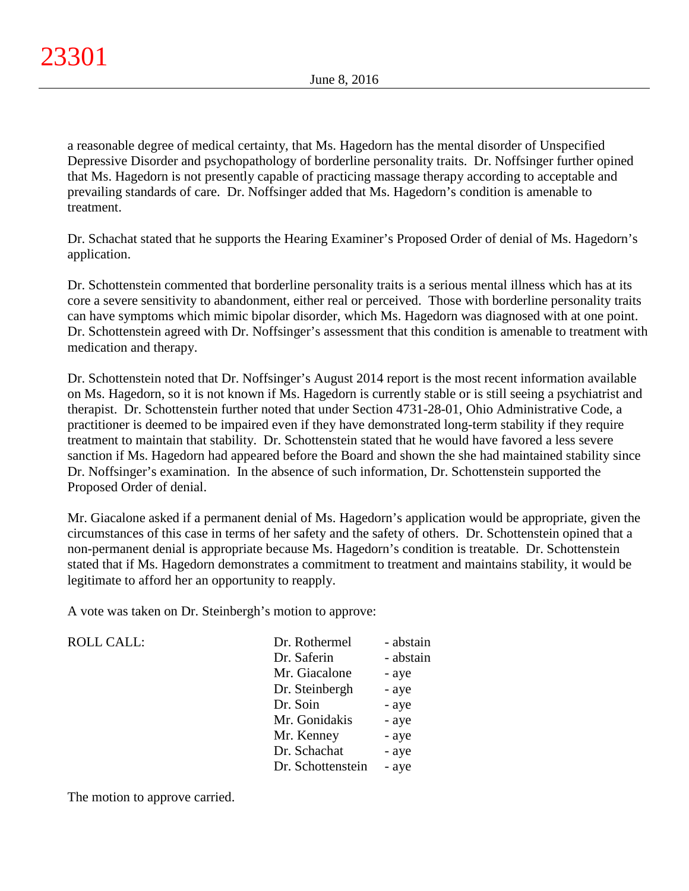a reasonable degree of medical certainty, that Ms. Hagedorn has the mental disorder of Unspecified Depressive Disorder and psychopathology of borderline personality traits. Dr. Noffsinger further opined that Ms. Hagedorn is not presently capable of practicing massage therapy according to acceptable and prevailing standards of care. Dr. Noffsinger added that Ms. Hagedorn's condition is amenable to treatment.

Dr. Schachat stated that he supports the Hearing Examiner's Proposed Order of denial of Ms. Hagedorn's application.

Dr. Schottenstein commented that borderline personality traits is a serious mental illness which has at its core a severe sensitivity to abandonment, either real or perceived. Those with borderline personality traits can have symptoms which mimic bipolar disorder, which Ms. Hagedorn was diagnosed with at one point. Dr. Schottenstein agreed with Dr. Noffsinger's assessment that this condition is amenable to treatment with medication and therapy.

Dr. Schottenstein noted that Dr. Noffsinger's August 2014 report is the most recent information available on Ms. Hagedorn, so it is not known if Ms. Hagedorn is currently stable or is still seeing a psychiatrist and therapist. Dr. Schottenstein further noted that under Section 4731-28-01, Ohio Administrative Code, a practitioner is deemed to be impaired even if they have demonstrated long-term stability if they require treatment to maintain that stability. Dr. Schottenstein stated that he would have favored a less severe sanction if Ms. Hagedorn had appeared before the Board and shown the she had maintained stability since Dr. Noffsinger's examination. In the absence of such information, Dr. Schottenstein supported the Proposed Order of denial.

Mr. Giacalone asked if a permanent denial of Ms. Hagedorn's application would be appropriate, given the circumstances of this case in terms of her safety and the safety of others. Dr. Schottenstein opined that a non-permanent denial is appropriate because Ms. Hagedorn's condition is treatable. Dr. Schottenstein stated that if Ms. Hagedorn demonstrates a commitment to treatment and maintains stability, it would be legitimate to afford her an opportunity to reapply.

A vote was taken on Dr. Steinbergh's motion to approve:

| ROLL CALL: | | |
|---|---|---|
| | Dr. Rothermel | - abstain |
| | Dr. Saferin | - abstain |
| | Mr. Giacalone | - aye |
| | Dr. Steinbergh | - aye |
| | Dr. Soin | - aye |
| | Mr. Gonidakis | - aye |
| | Mr. Kenney | - aye |
| | Dr. Schachat | - aye |
| | Dr. Schottenstein | - aye |

The motion to approve carried.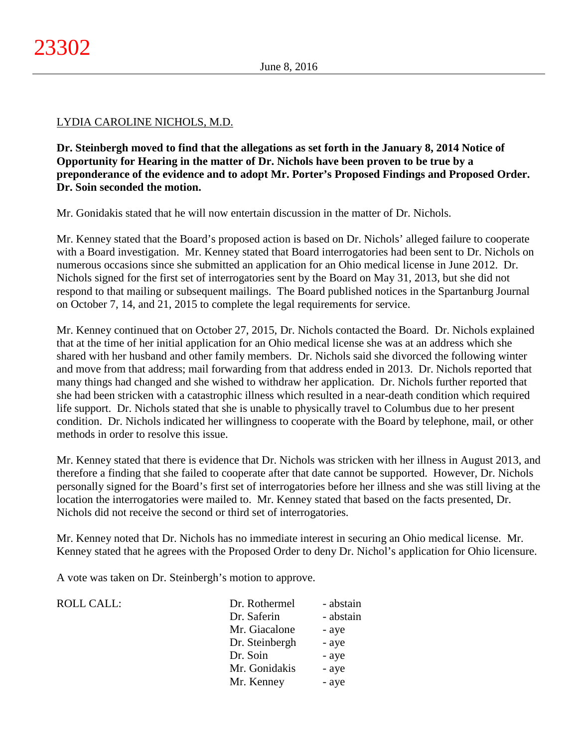LYDIA CAROLINE NICHOLS, M.D.

**Dr. Steinbergh moved to find that the allegations as set forth in the January 8, 2014 Notice of Opportunity for Hearing in the matter of Dr. Nichols have been proven to be true by a preponderance of the evidence and to adopt Mr. Porter's Proposed Findings and Proposed Order. Dr. Soin seconded the motion.**

Mr. Gonidakis stated that he will now entertain discussion in the matter of Dr. Nichols.

Mr. Kenney stated that the Board's proposed action is based on Dr. Nichols' alleged failure to cooperate with a Board investigation. Mr. Kenney stated that Board interrogatories had been sent to Dr. Nichols on numerous occasions since she submitted an application for an Ohio medical license in June 2012. Dr. Nichols signed for the first set of interrogatories sent by the Board on May 31, 2013, but she did not respond to that mailing or subsequent mailings. The Board published notices in the Spartanburg Journal on October 7, 14, and 21, 2015 to complete the legal requirements for service.

Mr. Kenney continued that on October 27, 2015, Dr. Nichols contacted the Board. Dr. Nichols explained that at the time of her initial application for an Ohio medical license she was at an address which she shared with her husband and other family members. Dr. Nichols said she divorced the following winter and move from that address; mail forwarding from that address ended in 2013. Dr. Nichols reported that many things had changed and she wished to withdraw her application. Dr. Nichols further reported that she had been stricken with a catastrophic illness which resulted in a near-death condition which required life support. Dr. Nichols stated that she is unable to physically travel to Columbus due to her present condition. Dr. Nichols indicated her willingness to cooperate with the Board by telephone, mail, or other methods in order to resolve this issue.

Mr. Kenney stated that there is evidence that Dr. Nichols was stricken with her illness in August 2013, and therefore a finding that she failed to cooperate after that date cannot be supported. However, Dr. Nichols personally signed for the Board's first set of interrogatories before her illness and she was still living at the location the interrogatories were mailed to. Mr. Kenney stated that based on the facts presented, Dr. Nichols did not receive the second or third set of interrogatories.

Mr. Kenney noted that Dr. Nichols has no immediate interest in securing an Ohio medical license. Mr. Kenney stated that he agrees with the Proposed Order to deny Dr. Nichol's application for Ohio licensure.

A vote was taken on Dr. Steinbergh's motion to approve.

| ROLL CALL: | | |
|---|---|---|
| | Dr. Rothermel | - abstain |
| | Dr. Saferin | - abstain |
| | Mr. Giacalone | - aye |
| | Dr. Steinbergh | - aye |
| | Dr. Soin | - aye |
| | Mr. Gonidakis | - aye |
| | Mr. Kenney | - aye |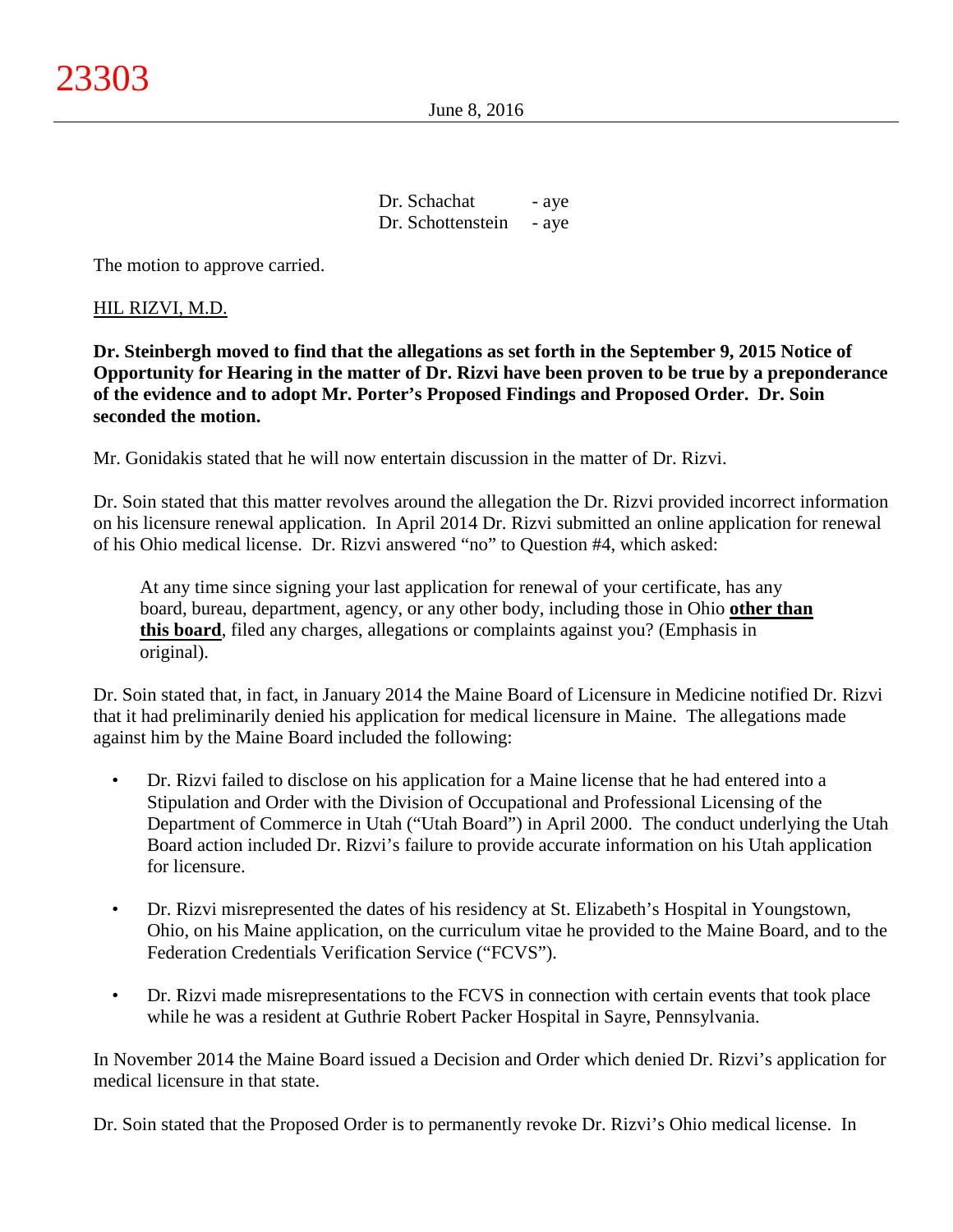Dr. Schachat - aye
Dr. Schottenstein - aye

The motion to approve carried.

HIL RIZVI, M.D.

**Dr. Steinbergh moved to find that the allegations as set forth in the September 9, 2015 Notice of Opportunity for Hearing in the matter of Dr. Rizvi have been proven to be true by a preponderance of the evidence and to adopt Mr. Porter's Proposed Findings and Proposed Order. Dr. Soin seconded the motion.**

Mr. Gonidakis stated that he will now entertain discussion in the matter of Dr. Rizvi.

Dr. Soin stated that this matter revolves around the allegation the Dr. Rizvi provided incorrect information on his licensure renewal application. In April 2014 Dr. Rizvi submitted an online application for renewal of his Ohio medical license. Dr. Rizvi answered "no" to Question #4, which asked:

> At any time since signing your last application for renewal of your certificate, has any board, bureau, department, agency, or any other body, including those in Ohio **other than this board**, filed any charges, allegations or complaints against you? (Emphasis in original).

Dr. Soin stated that, in fact, in January 2014 the Maine Board of Licensure in Medicine notified Dr. Rizvi that it had preliminarily denied his application for medical licensure in Maine. The allegations made against him by the Maine Board included the following:

- Dr. Rizvi failed to disclose on his application for a Maine license that he had entered into a Stipulation and Order with the Division of Occupational and Professional Licensing of the Department of Commerce in Utah ("Utah Board") in April 2000. The conduct underlying the Utah Board action included Dr. Rizvi's failure to provide accurate information on his Utah application for licensure.
- Dr. Rizvi misrepresented the dates of his residency at St. Elizabeth's Hospital in Youngstown, Ohio, on his Maine application, on the curriculum vitae he provided to the Maine Board, and to the Federation Credentials Verification Service ("FCVS").
- Dr. Rizvi made misrepresentations to the FCVS in connection with certain events that took place while he was a resident at Guthrie Robert Packer Hospital in Sayre, Pennsylvania.

In November 2014 the Maine Board issued a Decision and Order which denied Dr. Rizvi's application for medical licensure in that state.

Dr. Soin stated that the Proposed Order is to permanently revoke Dr. Rizvi's Ohio medical license. In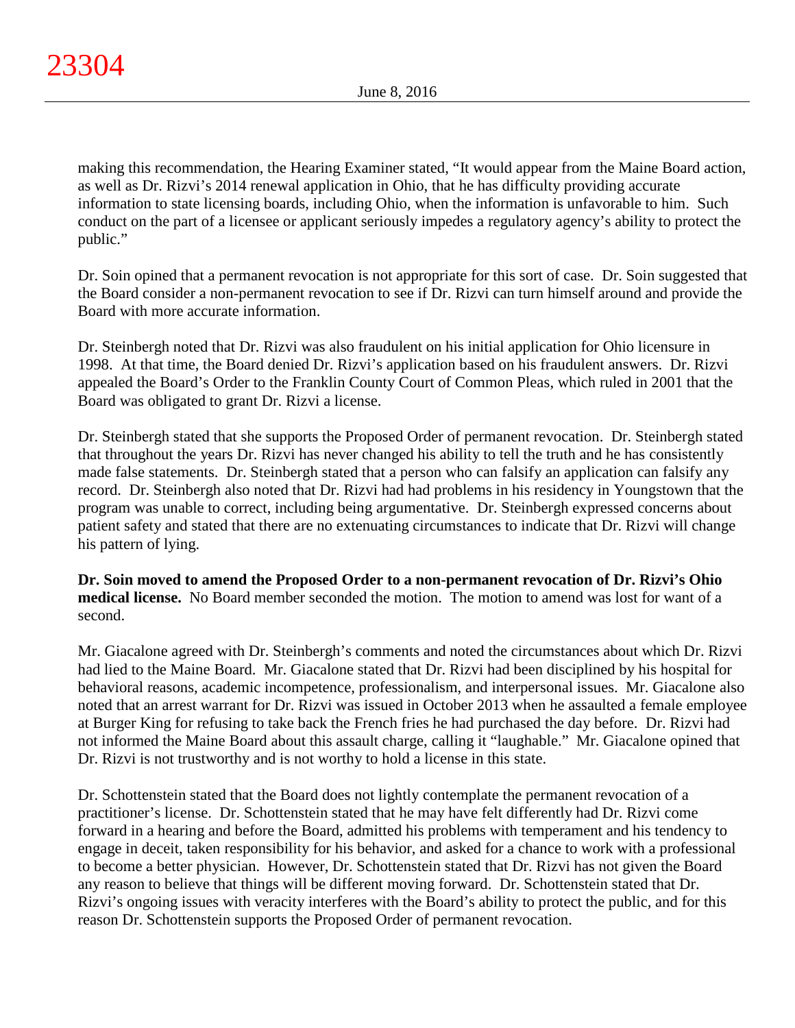making this recommendation, the Hearing Examiner stated, "It would appear from the Maine Board action, as well as Dr. Rizvi's 2014 renewal application in Ohio, that he has difficulty providing accurate information to state licensing boards, including Ohio, when the information is unfavorable to him. Such conduct on the part of a licensee or applicant seriously impedes a regulatory agency's ability to protect the public."

Dr. Soin opined that a permanent revocation is not appropriate for this sort of case. Dr. Soin suggested that the Board consider a non-permanent revocation to see if Dr. Rizvi can turn himself around and provide the Board with more accurate information.

Dr. Steinbergh noted that Dr. Rizvi was also fraudulent on his initial application for Ohio licensure in 1998. At that time, the Board denied Dr. Rizvi's application based on his fraudulent answers. Dr. Rizvi appealed the Board's Order to the Franklin County Court of Common Pleas, which ruled in 2001 that the Board was obligated to grant Dr. Rizvi a license.

Dr. Steinbergh stated that she supports the Proposed Order of permanent revocation. Dr. Steinbergh stated that throughout the years Dr. Rizvi has never changed his ability to tell the truth and he has consistently made false statements. Dr. Steinbergh stated that a person who can falsify an application can falsify any record. Dr. Steinbergh also noted that Dr. Rizvi had had problems in his residency in Youngstown that the program was unable to correct, including being argumentative. Dr. Steinbergh expressed concerns about patient safety and stated that there are no extenuating circumstances to indicate that Dr. Rizvi will change his pattern of lying.

**Dr. Soin moved to amend the Proposed Order to a non-permanent revocation of Dr. Rizvi's Ohio medical license.** No Board member seconded the motion. The motion to amend was lost for want of a second.

Mr. Giacalone agreed with Dr. Steinbergh's comments and noted the circumstances about which Dr. Rizvi had lied to the Maine Board. Mr. Giacalone stated that Dr. Rizvi had been disciplined by his hospital for behavioral reasons, academic incompetence, professionalism, and interpersonal issues. Mr. Giacalone also noted that an arrest warrant for Dr. Rizvi was issued in October 2013 when he assaulted a female employee at Burger King for refusing to take back the French fries he had purchased the day before. Dr. Rizvi had not informed the Maine Board about this assault charge, calling it "laughable." Mr. Giacalone opined that Dr. Rizvi is not trustworthy and is not worthy to hold a license in this state.

Dr. Schottenstein stated that the Board does not lightly contemplate the permanent revocation of a practitioner's license. Dr. Schottenstein stated that he may have felt differently had Dr. Rizvi come forward in a hearing and before the Board, admitted his problems with temperament and his tendency to engage in deceit, taken responsibility for his behavior, and asked for a chance to work with a professional to become a better physician. However, Dr. Schottenstein stated that Dr. Rizvi has not given the Board any reason to believe that things will be different moving forward. Dr. Schottenstein stated that Dr. Rizvi's ongoing issues with veracity interferes with the Board's ability to protect the public, and for this reason Dr. Schottenstein supports the Proposed Order of permanent revocation.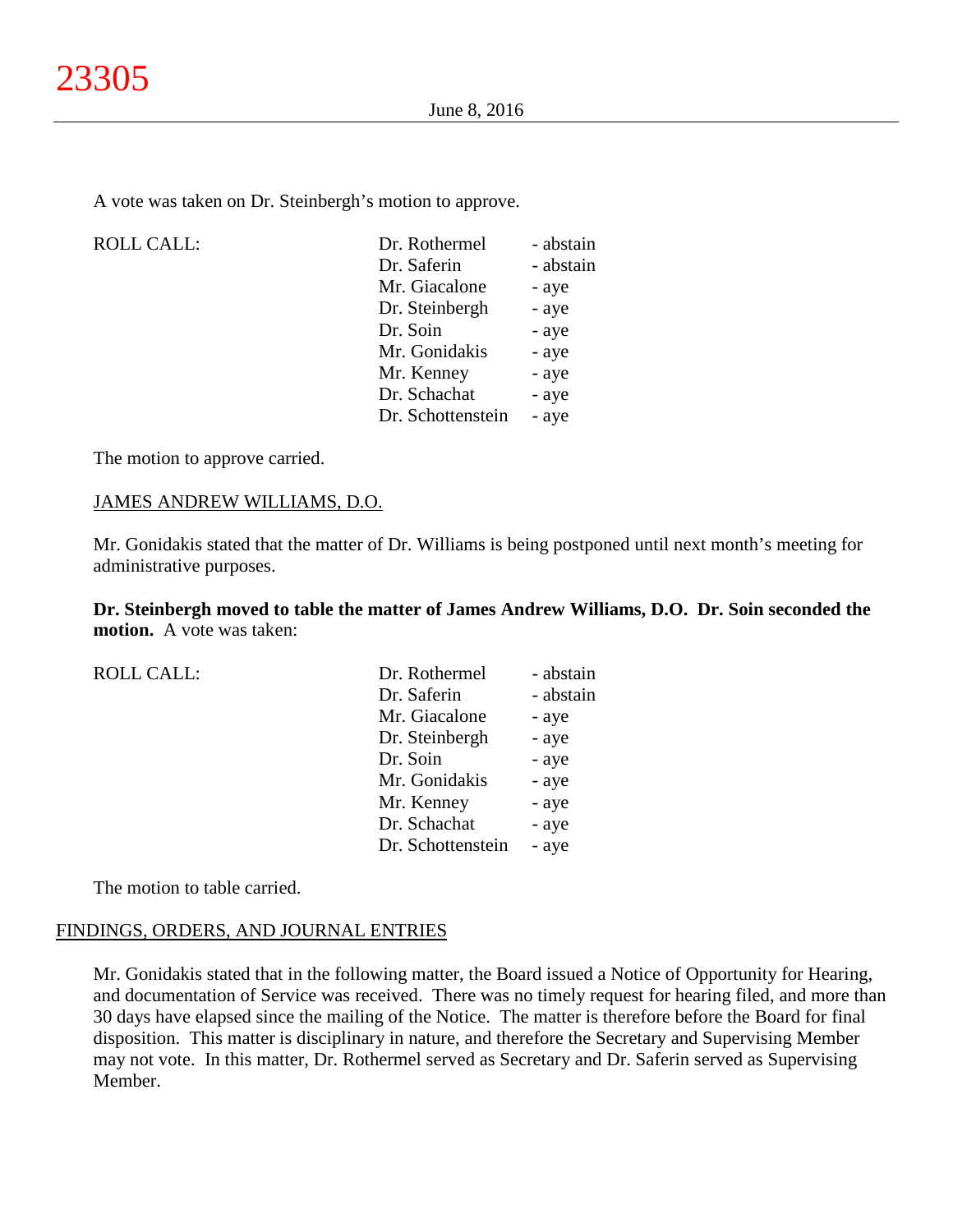A vote was taken on Dr. Steinbergh's motion to approve.

| ROLL CALL: | | |
|---|---|---|
| | Dr. Rothermel | - abstain |
| | Dr. Saferin | - abstain |
| | Mr. Giacalone | - aye |
| | Dr. Steinbergh | - aye |
| | Dr. Soin | - aye |
| | Mr. Gonidakis | - aye |
| | Mr. Kenney | - aye |
| | Dr. Schachat | - aye |
| | Dr. Schottenstein | - aye |

The motion to approve carried.

JAMES ANDREW WILLIAMS, D.O.

Mr. Gonidakis stated that the matter of Dr. Williams is being postponed until next month's meeting for administrative purposes.

**Dr. Steinbergh moved to table the matter of James Andrew Williams, D.O. Dr. Soin seconded the motion.** A vote was taken:

| ROLL CALL: | | |
|---|---|---|
| | Dr. Rothermel | - abstain |
| | Dr. Saferin | - abstain |
| | Mr. Giacalone | - aye |
| | Dr. Steinbergh | - aye |
| | Dr. Soin | - aye |
| | Mr. Gonidakis | - aye |
| | Mr. Kenney | - aye |
| | Dr. Schachat | - aye |
| | Dr. Schottenstein | - aye |

The motion to table carried.

## FINDINGS, ORDERS, AND JOURNAL ENTRIES

Mr. Gonidakis stated that in the following matter, the Board issued a Notice of Opportunity for Hearing, and documentation of Service was received. There was no timely request for hearing filed, and more than 30 days have elapsed since the mailing of the Notice. The matter is therefore before the Board for final disposition. This matter is disciplinary in nature, and therefore the Secretary and Supervising Member may not vote. In this matter, Dr. Rothermel served as Secretary and Dr. Saferin served as Supervising Member.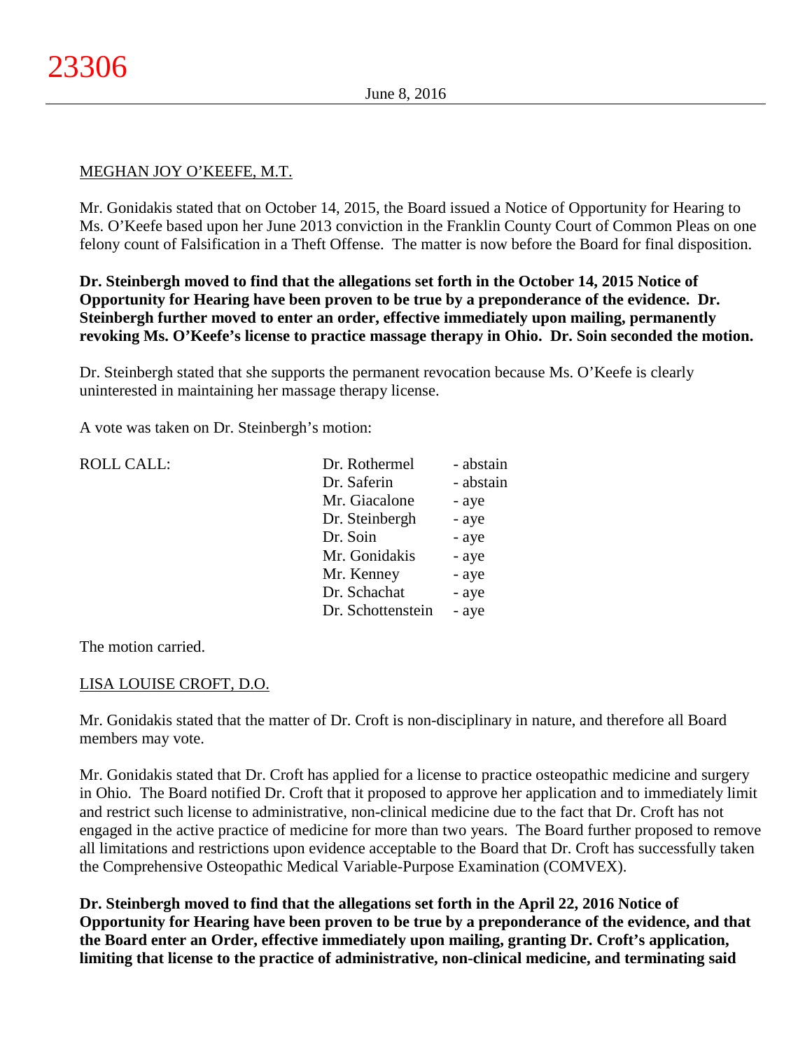MEGHAN JOY O'KEEFE, M.T.

Mr. Gonidakis stated that on October 14, 2015, the Board issued a Notice of Opportunity for Hearing to Ms. O'Keefe based upon her June 2013 conviction in the Franklin County Court of Common Pleas on one felony count of Falsification in a Theft Offense. The matter is now before the Board for final disposition.

**Dr. Steinbergh moved to find that the allegations set forth in the October 14, 2015 Notice of Opportunity for Hearing have been proven to be true by a preponderance of the evidence. Dr. Steinbergh further moved to enter an order, effective immediately upon mailing, permanently revoking Ms. O'Keefe's license to practice massage therapy in Ohio. Dr. Soin seconded the motion.**

Dr. Steinbergh stated that she supports the permanent revocation because Ms. O'Keefe is clearly uninterested in maintaining her massage therapy license.

A vote was taken on Dr. Steinbergh's motion:

| ROLL CALL: | | |
|---|---|---|
| | Dr. Rothermel | - abstain |
| | Dr. Saferin | - abstain |
| | Mr. Giacalone | - aye |
| | Dr. Steinbergh | - aye |
| | Dr. Soin | - aye |
| | Mr. Gonidakis | - aye |
| | Mr. Kenney | - aye |
| | Dr. Schachat | - aye |
| | Dr. Schottenstein | - aye |

The motion carried.

LISA LOUISE CROFT, D.O.

Mr. Gonidakis stated that the matter of Dr. Croft is non-disciplinary in nature, and therefore all Board members may vote.

Mr. Gonidakis stated that Dr. Croft has applied for a license to practice osteopathic medicine and surgery in Ohio. The Board notified Dr. Croft that it proposed to approve her application and to immediately limit and restrict such license to administrative, non-clinical medicine due to the fact that Dr. Croft has not engaged in the active practice of medicine for more than two years. The Board further proposed to remove all limitations and restrictions upon evidence acceptable to the Board that Dr. Croft has successfully taken the Comprehensive Osteopathic Medical Variable-Purpose Examination (COMVEX).

**Dr. Steinbergh moved to find that the allegations set forth in the April 22, 2016 Notice of Opportunity for Hearing have been proven to be true by a preponderance of the evidence, and that the Board enter an Order, effective immediately upon mailing, granting Dr. Croft's application, limiting that license to the practice of administrative, non-clinical medicine, and terminating said**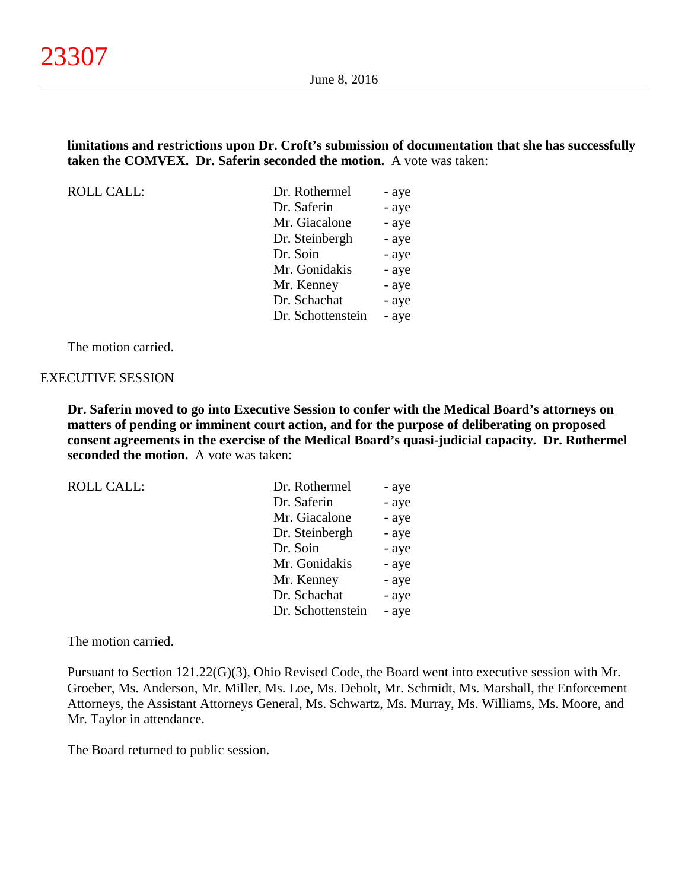**limitations and restrictions upon Dr. Croft's submission of documentation that she has successfully taken the COMVEX. Dr. Saferin seconded the motion.** A vote was taken:

| ROLL CALL: | Dr. Rothermel | - aye |
|---|---|---|
| | Dr. Saferin | - aye |
| | Mr. Giacalone | - aye |
| | Dr. Steinbergh | - aye |
| | Dr. Soin | - aye |
| | Mr. Gonidakis | - aye |
| | Mr. Kenney | - aye |
| | Dr. Schachat | - aye |
| | Dr. Schottenstein | - aye |

The motion carried.

EXECUTIVE SESSION

**Dr. Saferin moved to go into Executive Session to confer with the Medical Board's attorneys on matters of pending or imminent court action, and for the purpose of deliberating on proposed consent agreements in the exercise of the Medical Board's quasi-judicial capacity. Dr. Rothermel seconded the motion.** A vote was taken:

| ROLL CALL: | Dr. Rothermel | - aye |
|---|---|---|
| | Dr. Saferin | - aye |
| | Mr. Giacalone | - aye |
| | Dr. Steinbergh | - aye |
| | Dr. Soin | - aye |
| | Mr. Gonidakis | - aye |
| | Mr. Kenney | - aye |
| | Dr. Schachat | - aye |
| | Dr. Schottenstein | - aye |

The motion carried.

Pursuant to Section 121.22(G)(3), Ohio Revised Code, the Board went into executive session with Mr. Groeber, Ms. Anderson, Mr. Miller, Ms. Loe, Ms. Debolt, Mr. Schmidt, Ms. Marshall, the Enforcement Attorneys, the Assistant Attorneys General, Ms. Schwartz, Ms. Murray, Ms. Williams, Ms. Moore, and Mr. Taylor in attendance.

The Board returned to public session.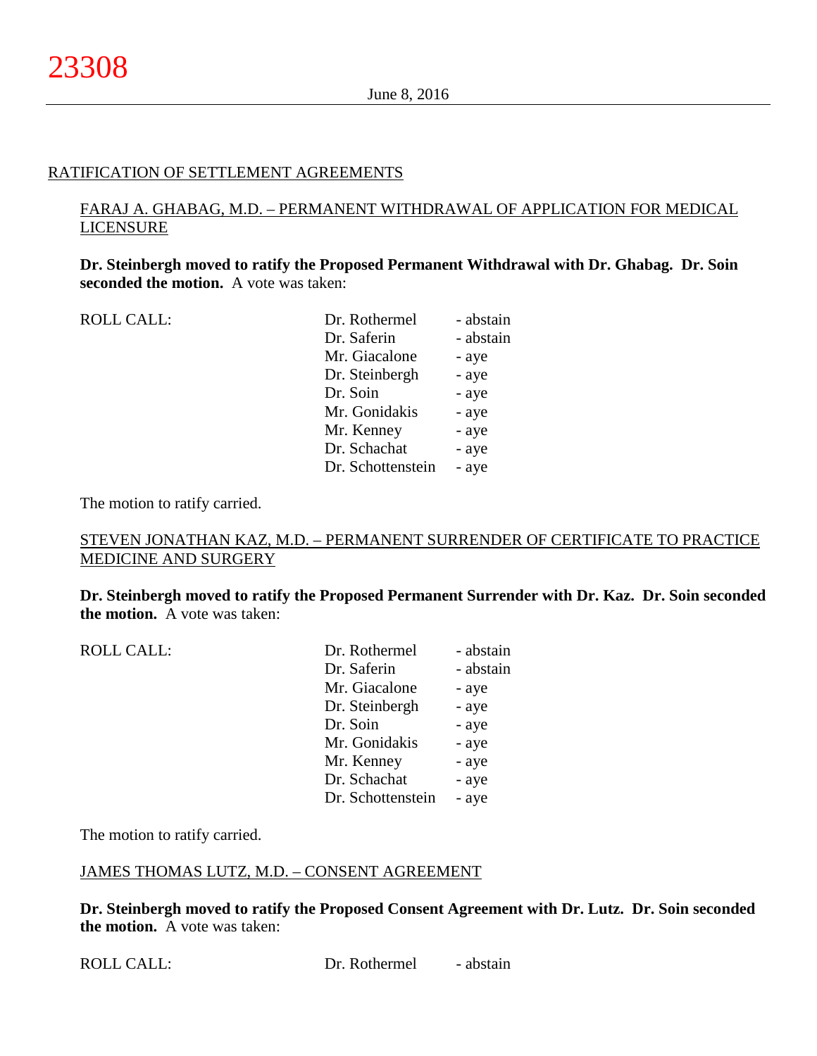## RATIFICATION OF SETTLEMENT AGREEMENTS

### FARAJ A. GHABAG, M.D. – PERMANENT WITHDRAWAL OF APPLICATION FOR MEDICAL LICENSURE

**Dr. Steinbergh moved to ratify the Proposed Permanent Withdrawal with Dr. Ghabag. Dr. Soin seconded the motion.** A vote was taken:

| ROLL CALL: | | |
|---|---|---|
| | Dr. Rothermel | - abstain |
| | Dr. Saferin | - abstain |
| | Mr. Giacalone | - aye |
| | Dr. Steinbergh | - aye |
| | Dr. Soin | - aye |
| | Mr. Gonidakis | - aye |
| | Mr. Kenney | - aye |
| | Dr. Schachat | - aye |
| | Dr. Schottenstein | - aye |

The motion to ratify carried.

### STEVEN JONATHAN KAZ, M.D. – PERMANENT SURRENDER OF CERTIFICATE TO PRACTICE MEDICINE AND SURGERY

**Dr. Steinbergh moved to ratify the Proposed Permanent Surrender with Dr. Kaz. Dr. Soin seconded the motion.** A vote was taken:

| ROLL CALL: | | |
|---|---|---|
| | Dr. Rothermel | - abstain |
| | Dr. Saferin | - abstain |
| | Mr. Giacalone | - aye |
| | Dr. Steinbergh | - aye |
| | Dr. Soin | - aye |
| | Mr. Gonidakis | - aye |
| | Mr. Kenney | - aye |
| | Dr. Schachat | - aye |
| | Dr. Schottenstein | - aye |

The motion to ratify carried.

### JAMES THOMAS LUTZ, M.D. – CONSENT AGREEMENT

**Dr. Steinbergh moved to ratify the Proposed Consent Agreement with Dr. Lutz. Dr. Soin seconded the motion.** A vote was taken:

| ROLL CALL: | | |
|---|---|---|
| | Dr. Rothermel | - abstain |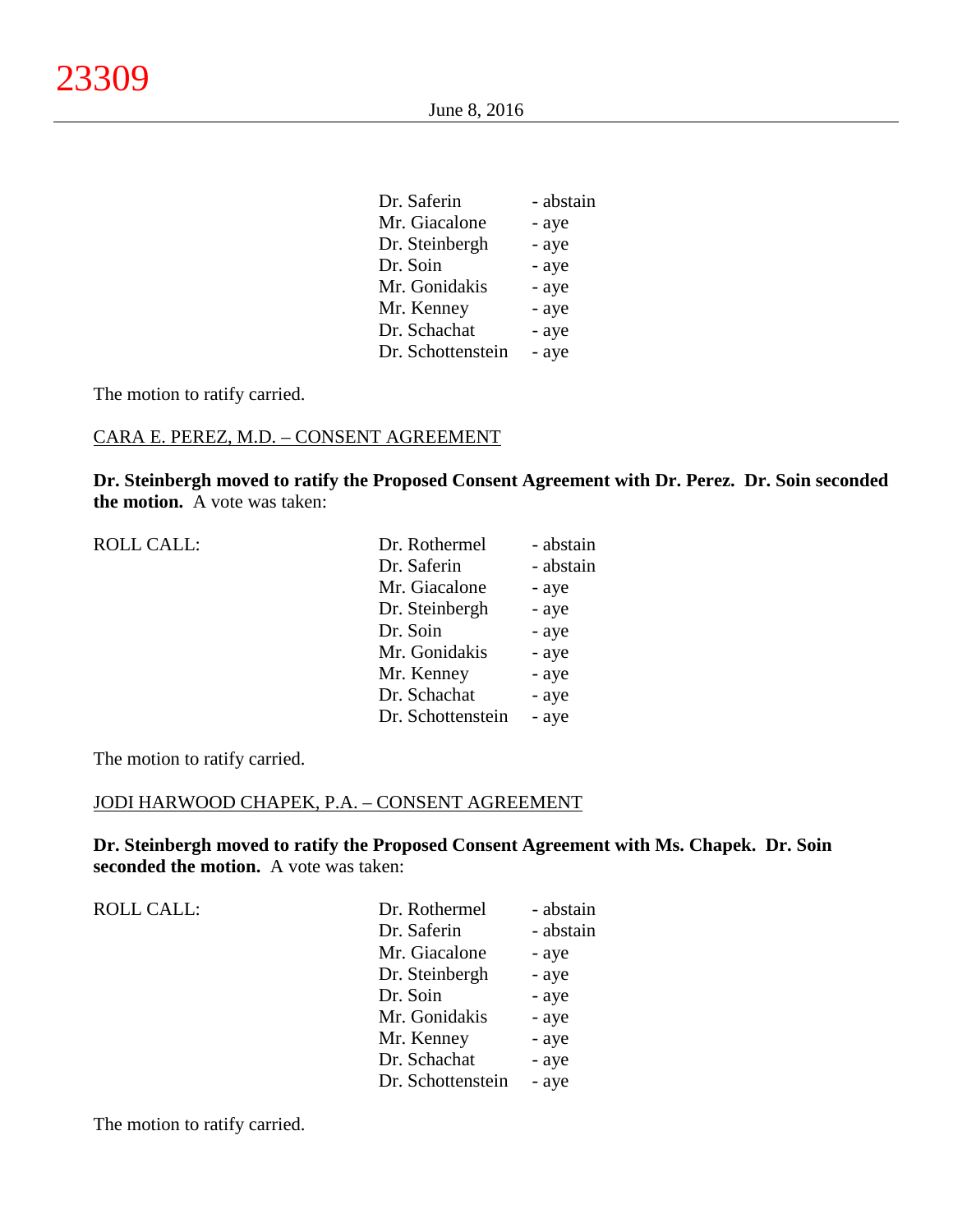| | |
|---|---|
| Dr. Saferin | - abstain |
| Mr. Giacalone | - aye |
| Dr. Steinbergh | - aye |
| Dr. Soin | - aye |
| Mr. Gonidakis | - aye |
| Mr. Kenney | - aye |
| Dr. Schachat | - aye |
| Dr. Schottenstein | - aye |

The motion to ratify carried.

CARA E. PEREZ, M.D. – CONSENT AGREEMENT

**Dr. Steinbergh moved to ratify the Proposed Consent Agreement with Dr. Perez. Dr. Soin seconded the motion.** A vote was taken:

| ROLL CALL: | | |
|---|---|---|
| | Dr. Rothermel | - abstain |
| | Dr. Saferin | - abstain |
| | Mr. Giacalone | - aye |
| | Dr. Steinbergh | - aye |
| | Dr. Soin | - aye |
| | Mr. Gonidakis | - aye |
| | Mr. Kenney | - aye |
| | Dr. Schachat | - aye |
| | Dr. Schottenstein | - aye |

The motion to ratify carried.

JODI HARWOOD CHAPEK, P.A. – CONSENT AGREEMENT

**Dr. Steinbergh moved to ratify the Proposed Consent Agreement with Ms. Chapek. Dr. Soin seconded the motion.** A vote was taken:

| ROLL CALL: | | |
|---|---|---|
| | Dr. Rothermel | - abstain |
| | Dr. Saferin | - abstain |
| | Mr. Giacalone | - aye |
| | Dr. Steinbergh | - aye |
| | Dr. Soin | - aye |
| | Mr. Gonidakis | - aye |
| | Mr. Kenney | - aye |
| | Dr. Schachat | - aye |
| | Dr. Schottenstein | - aye |

The motion to ratify carried.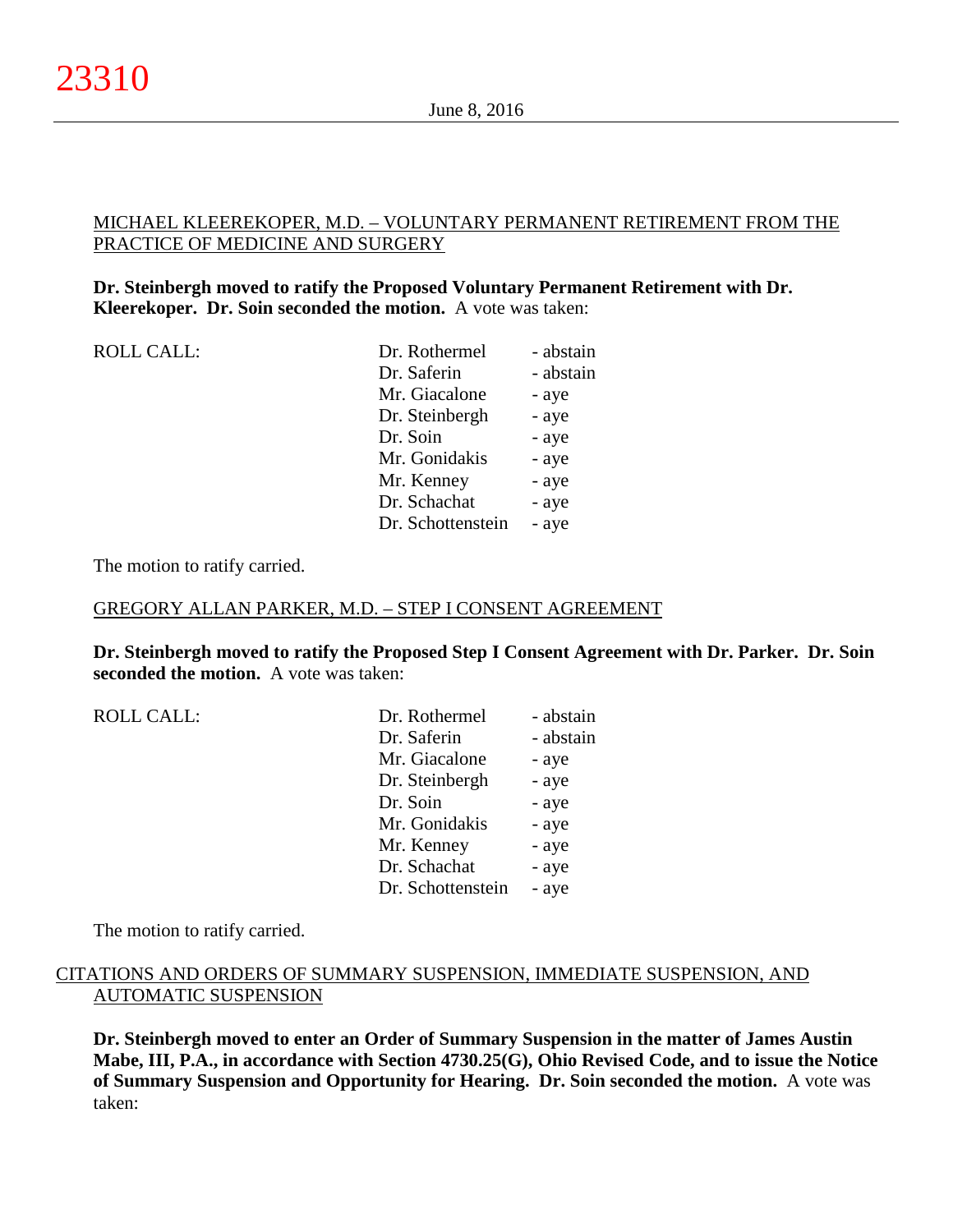MICHAEL KLEEREKOPER, M.D. – VOLUNTARY PERMANENT RETIREMENT FROM THE PRACTICE OF MEDICINE AND SURGERY

**Dr. Steinbergh moved to ratify the Proposed Voluntary Permanent Retirement with Dr. Kleerekoper. Dr. Soin seconded the motion.** A vote was taken:

| ROLL CALL: | | |
|---|---|---|
| | Dr. Rothermel | - abstain |
| | Dr. Saferin | - abstain |
| | Mr. Giacalone | - aye |
| | Dr. Steinbergh | - aye |
| | Dr. Soin | - aye |
| | Mr. Gonidakis | - aye |
| | Mr. Kenney | - aye |
| | Dr. Schachat | - aye |
| | Dr. Schottenstein | - aye |

The motion to ratify carried.

GREGORY ALLAN PARKER, M.D. – STEP I CONSENT AGREEMENT

**Dr. Steinbergh moved to ratify the Proposed Step I Consent Agreement with Dr. Parker. Dr. Soin seconded the motion.** A vote was taken:

| ROLL CALL: | | |
|---|---|---|
| | Dr. Rothermel | - abstain |
| | Dr. Saferin | - abstain |
| | Mr. Giacalone | - aye |
| | Dr. Steinbergh | - aye |
| | Dr. Soin | - aye |
| | Mr. Gonidakis | - aye |
| | Mr. Kenney | - aye |
| | Dr. Schachat | - aye |
| | Dr. Schottenstein | - aye |

The motion to ratify carried.

CITATIONS AND ORDERS OF SUMMARY SUSPENSION, IMMEDIATE SUSPENSION, AND AUTOMATIC SUSPENSION

**Dr. Steinbergh moved to enter an Order of Summary Suspension in the matter of James Austin Mabe, III, P.A., in accordance with Section 4730.25(G), Ohio Revised Code, and to issue the Notice of Summary Suspension and Opportunity for Hearing. Dr. Soin seconded the motion.** A vote was taken: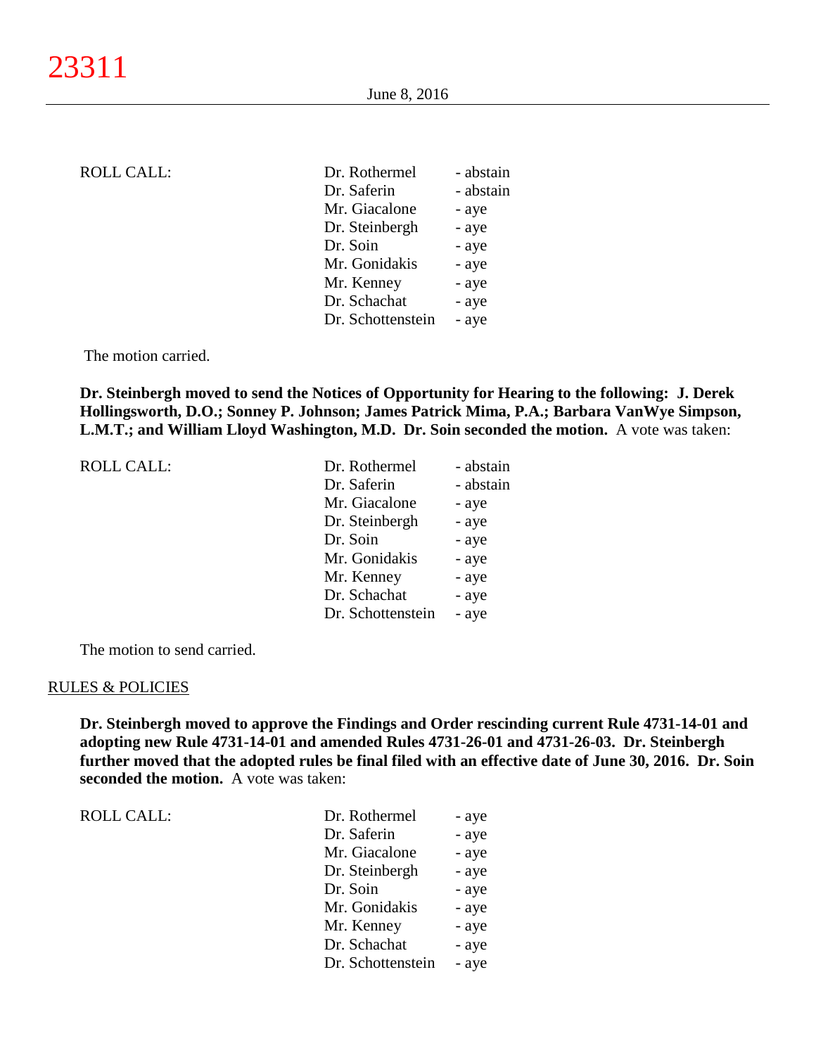ROLL CALL:

| | |
|---|---|
| Dr. Rothermel | - abstain |
| Dr. Saferin | - abstain |
| Mr. Giacalone | - aye |
| Dr. Steinbergh | - aye |
| Dr. Soin | - aye |
| Mr. Gonidakis | - aye |
| Mr. Kenney | - aye |
| Dr. Schachat | - aye |
| Dr. Schottenstein | - aye |

The motion carried.

**Dr. Steinbergh moved to send the Notices of Opportunity for Hearing to the following: J. Derek Hollingsworth, D.O.; Sonney P. Johnson; James Patrick Mima, P.A.; Barbara VanWye Simpson, L.M.T.; and William Lloyd Washington, M.D. Dr. Soin seconded the motion.** A vote was taken:

ROLL CALL:

| | |
|---|---|
| Dr. Rothermel | - abstain |
| Dr. Saferin | - abstain |
| Mr. Giacalone | - aye |
| Dr. Steinbergh | - aye |
| Dr. Soin | - aye |
| Mr. Gonidakis | - aye |
| Mr. Kenney | - aye |
| Dr. Schachat | - aye |
| Dr. Schottenstein | - aye |

The motion to send carried.

RULES & POLICIES

**Dr. Steinbergh moved to approve the Findings and Order rescinding current Rule 4731-14-01 and adopting new Rule 4731-14-01 and amended Rules 4731-26-01 and 4731-26-03. Dr. Steinbergh further moved that the adopted rules be final filed with an effective date of June 30, 2016. Dr. Soin seconded the motion.** A vote was taken:

ROLL CALL:

| | |
|---|---|
| Dr. Rothermel | - aye |
| Dr. Saferin | - aye |
| Mr. Giacalone | - aye |
| Dr. Steinbergh | - aye |
| Dr. Soin | - aye |
| Mr. Gonidakis | - aye |
| Mr. Kenney | - aye |
| Dr. Schachat | - aye |
| Dr. Schottenstein | - aye |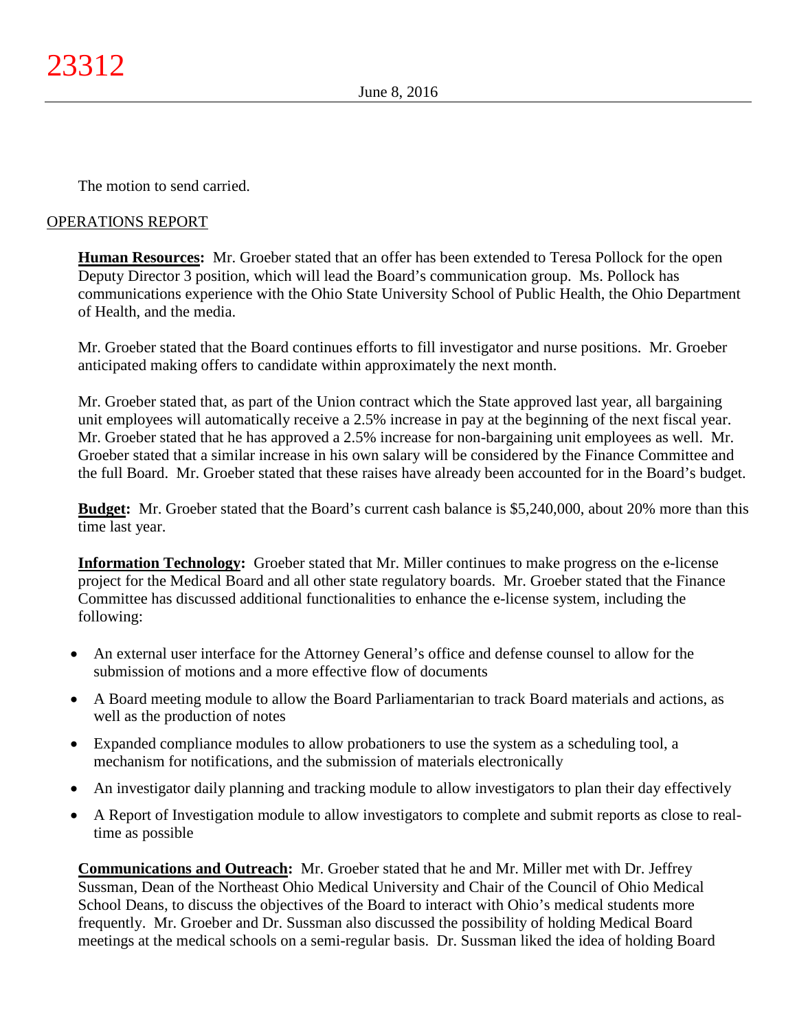The motion to send carried.

OPERATIONS REPORT

**Human Resources:** Mr. Groeber stated that an offer has been extended to Teresa Pollock for the open Deputy Director 3 position, which will lead the Board's communication group. Ms. Pollock has communications experience with the Ohio State University School of Public Health, the Ohio Department of Health, and the media.

Mr. Groeber stated that the Board continues efforts to fill investigator and nurse positions. Mr. Groeber anticipated making offers to candidate within approximately the next month.

Mr. Groeber stated that, as part of the Union contract which the State approved last year, all bargaining unit employees will automatically receive a 2.5% increase in pay at the beginning of the next fiscal year. Mr. Groeber stated that he has approved a 2.5% increase for non-bargaining unit employees as well. Mr. Groeber stated that a similar increase in his own salary will be considered by the Finance Committee and the full Board. Mr. Groeber stated that these raises have already been accounted for in the Board's budget.

**Budget:** Mr. Groeber stated that the Board's current cash balance is $5,240,000, about 20% more than this time last year.

**Information Technology:** Groeber stated that Mr. Miller continues to make progress on the e-license project for the Medical Board and all other state regulatory boards. Mr. Groeber stated that the Finance Committee has discussed additional functionalities to enhance the e-license system, including the following:

- An external user interface for the Attorney General's office and defense counsel to allow for the submission of motions and a more effective flow of documents
- A Board meeting module to allow the Board Parliamentarian to track Board materials and actions, as well as the production of notes
- Expanded compliance modules to allow probationers to use the system as a scheduling tool, a mechanism for notifications, and the submission of materials electronically
- An investigator daily planning and tracking module to allow investigators to plan their day effectively
- A Report of Investigation module to allow investigators to complete and submit reports as close to real-time as possible

**Communications and Outreach:** Mr. Groeber stated that he and Mr. Miller met with Dr. Jeffrey Sussman, Dean of the Northeast Ohio Medical University and Chair of the Council of Ohio Medical School Deans, to discuss the objectives of the Board to interact with Ohio's medical students more frequently. Mr. Groeber and Dr. Sussman also discussed the possibility of holding Medical Board meetings at the medical schools on a semi-regular basis. Dr. Sussman liked the idea of holding Board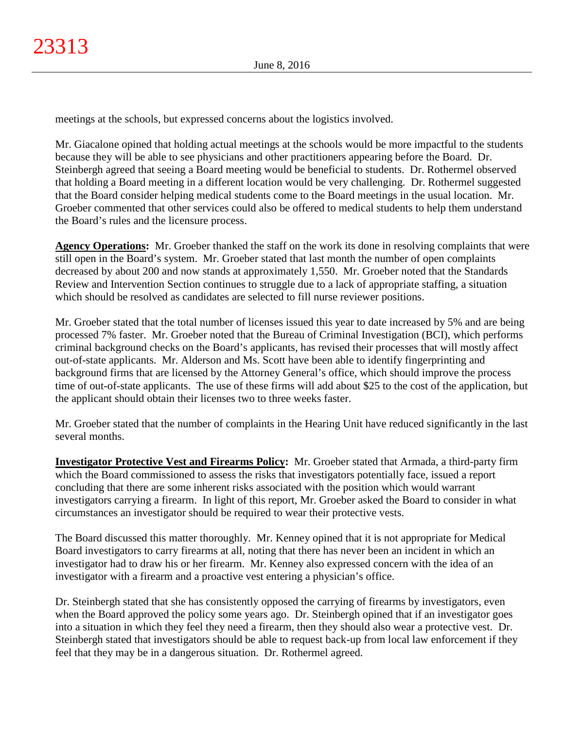meetings at the schools, but expressed concerns about the logistics involved.

Mr. Giacalone opined that holding actual meetings at the schools would be more impactful to the students because they will be able to see physicians and other practitioners appearing before the Board. Dr. Steinbergh agreed that seeing a Board meeting would be beneficial to students. Dr. Rothermel observed that holding a Board meeting in a different location would be very challenging. Dr. Rothermel suggested that the Board consider helping medical students come to the Board meetings in the usual location. Mr. Groeber commented that other services could also be offered to medical students to help them understand the Board's rules and the licensure process.

**Agency Operations:** Mr. Groeber thanked the staff on the work its done in resolving complaints that were still open in the Board's system. Mr. Groeber stated that last month the number of open complaints decreased by about 200 and now stands at approximately 1,550. Mr. Groeber noted that the Standards Review and Intervention Section continues to struggle due to a lack of appropriate staffing, a situation which should be resolved as candidates are selected to fill nurse reviewer positions.

Mr. Groeber stated that the total number of licenses issued this year to date increased by 5% and are being processed 7% faster. Mr. Groeber noted that the Bureau of Criminal Investigation (BCI), which performs criminal background checks on the Board's applicants, has revised their processes that will mostly affect out-of-state applicants. Mr. Alderson and Ms. Scott have been able to identify fingerprinting and background firms that are licensed by the Attorney General's office, which should improve the process time of out-of-state applicants. The use of these firms will add about $25 to the cost of the application, but the applicant should obtain their licenses two to three weeks faster.

Mr. Groeber stated that the number of complaints in the Hearing Unit have reduced significantly in the last several months.

**Investigator Protective Vest and Firearms Policy:** Mr. Groeber stated that Armada, a third-party firm which the Board commissioned to assess the risks that investigators potentially face, issued a report concluding that there are some inherent risks associated with the position which would warrant investigators carrying a firearm. In light of this report, Mr. Groeber asked the Board to consider in what circumstances an investigator should be required to wear their protective vests.

The Board discussed this matter thoroughly. Mr. Kenney opined that it is not appropriate for Medical Board investigators to carry firearms at all, noting that there has never been an incident in which an investigator had to draw his or her firearm. Mr. Kenney also expressed concern with the idea of an investigator with a firearm and a proactive vest entering a physician's office.

Dr. Steinbergh stated that she has consistently opposed the carrying of firearms by investigators, even when the Board approved the policy some years ago. Dr. Steinbergh opined that if an investigator goes into a situation in which they feel they need a firearm, then they should also wear a protective vest. Dr. Steinbergh stated that investigators should be able to request back-up from local law enforcement if they feel that they may be in a dangerous situation. Dr. Rothermel agreed.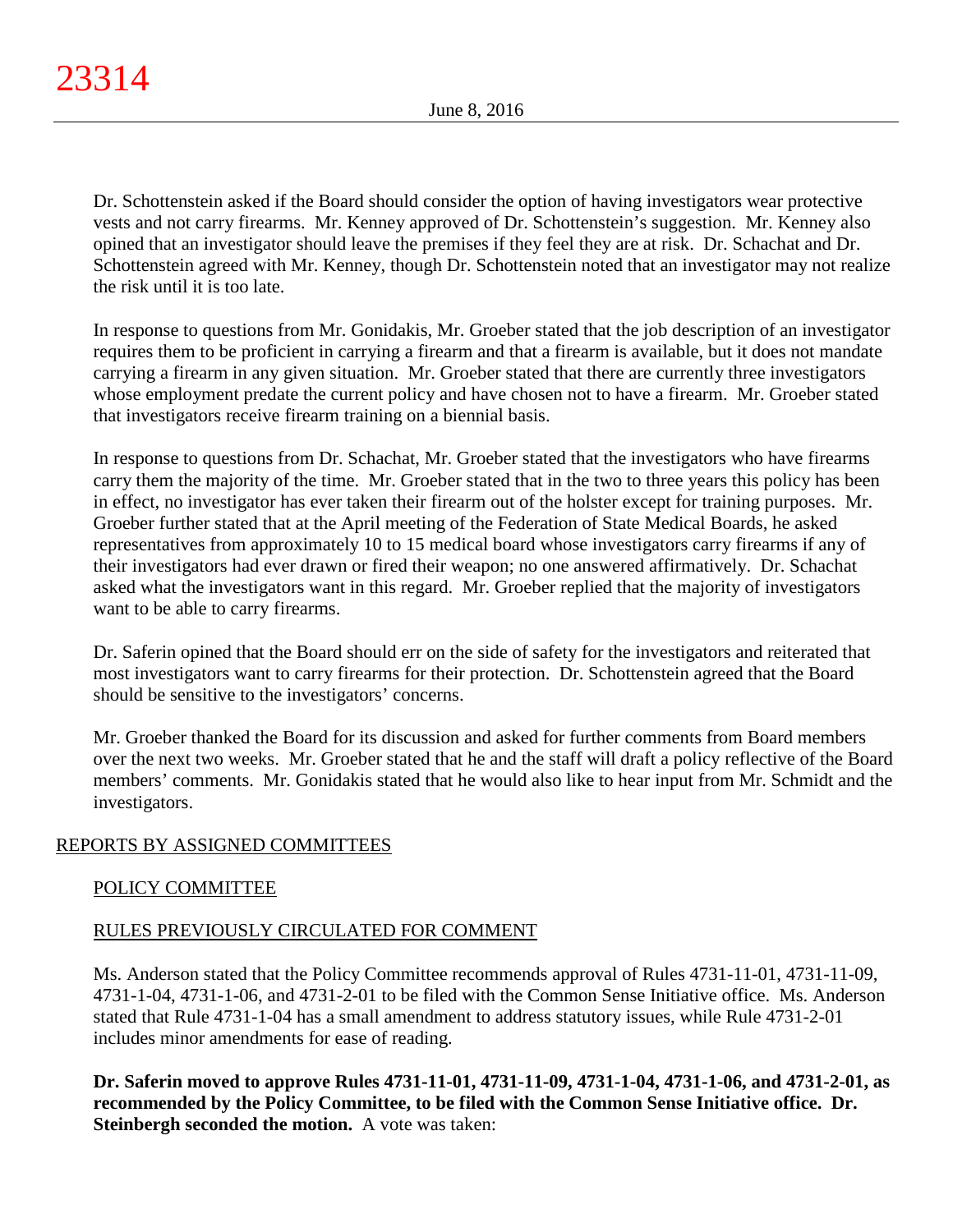Dr. Schottenstein asked if the Board should consider the option of having investigators wear protective vests and not carry firearms. Mr. Kenney approved of Dr. Schottenstein's suggestion. Mr. Kenney also opined that an investigator should leave the premises if they feel they are at risk. Dr. Schachat and Dr. Schottenstein agreed with Mr. Kenney, though Dr. Schottenstein noted that an investigator may not realize the risk until it is too late.

In response to questions from Mr. Gonidakis, Mr. Groeber stated that the job description of an investigator requires them to be proficient in carrying a firearm and that a firearm is available, but it does not mandate carrying a firearm in any given situation. Mr. Groeber stated that there are currently three investigators whose employment predate the current policy and have chosen not to have a firearm. Mr. Groeber stated that investigators receive firearm training on a biennial basis.

In response to questions from Dr. Schachat, Mr. Groeber stated that the investigators who have firearms carry them the majority of the time. Mr. Groeber stated that in the two to three years this policy has been in effect, no investigator has ever taken their firearm out of the holster except for training purposes. Mr. Groeber further stated that at the April meeting of the Federation of State Medical Boards, he asked representatives from approximately 10 to 15 medical board whose investigators carry firearms if any of their investigators had ever drawn or fired their weapon; no one answered affirmatively. Dr. Schachat asked what the investigators want in this regard. Mr. Groeber replied that the majority of investigators want to be able to carry firearms.

Dr. Saferin opined that the Board should err on the side of safety for the investigators and reiterated that most investigators want to carry firearms for their protection. Dr. Schottenstein agreed that the Board should be sensitive to the investigators' concerns.

Mr. Groeber thanked the Board for its discussion and asked for further comments from Board members over the next two weeks. Mr. Groeber stated that he and the staff will draft a policy reflective of the Board members' comments. Mr. Gonidakis stated that he would also like to hear input from Mr. Schmidt and the investigators.

## REPORTS BY ASSIGNED COMMITTEES

### POLICY COMMITTEE

### RULES PREVIOUSLY CIRCULATED FOR COMMENT

Ms. Anderson stated that the Policy Committee recommends approval of Rules 4731-11-01, 4731-11-09, 4731-1-04, 4731-1-06, and 4731-2-01 to be filed with the Common Sense Initiative office. Ms. Anderson stated that Rule 4731-1-04 has a small amendment to address statutory issues, while Rule 4731-2-01 includes minor amendments for ease of reading.

**Dr. Saferin moved to approve Rules 4731-11-01, 4731-11-09, 4731-1-04, 4731-1-06, and 4731-2-01, as recommended by the Policy Committee, to be filed with the Common Sense Initiative office. Dr. Steinbergh seconded the motion.** A vote was taken: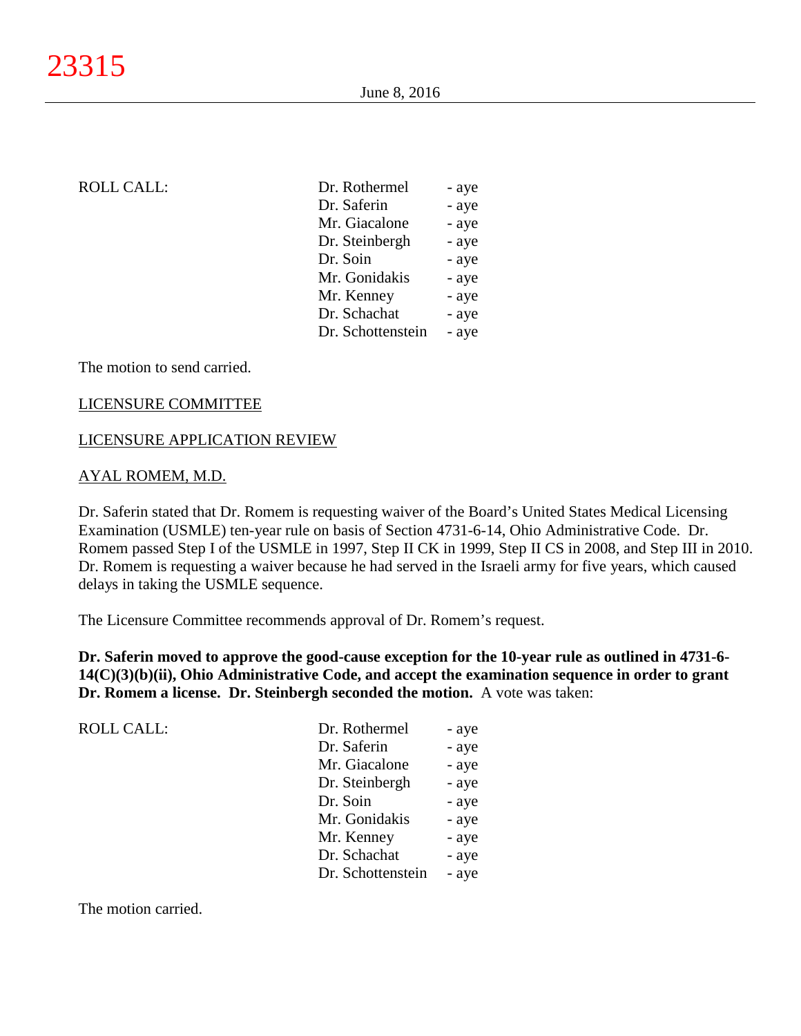ROLL CALL:

| | |
|---|---|
| Dr. Rothermel | - aye |
| Dr. Saferin | - aye |
| Mr. Giacalone | - aye |
| Dr. Steinbergh | - aye |
| Dr. Soin | - aye |
| Mr. Gonidakis | - aye |
| Mr. Kenney | - aye |
| Dr. Schachat | - aye |
| Dr. Schottenstein | - aye |

The motion to send carried.

LICENSURE COMMITTEE

LICENSURE APPLICATION REVIEW

AYAL ROMEM, M.D.

Dr. Saferin stated that Dr. Romem is requesting waiver of the Board's United States Medical Licensing Examination (USMLE) ten-year rule on basis of Section 4731-6-14, Ohio Administrative Code. Dr. Romem passed Step I of the USMLE in 1997, Step II CK in 1999, Step II CS in 2008, and Step III in 2010. Dr. Romem is requesting a waiver because he had served in the Israeli army for five years, which caused delays in taking the USMLE sequence.

The Licensure Committee recommends approval of Dr. Romem's request.

**Dr. Saferin moved to approve the good-cause exception for the 10-year rule as outlined in 4731-6-14(C)(3)(b)(ii), Ohio Administrative Code, and accept the examination sequence in order to grant Dr. Romem a license. Dr. Steinbergh seconded the motion.** A vote was taken:

ROLL CALL:

| | |
|---|---|
| Dr. Rothermel | - aye |
| Dr. Saferin | - aye |
| Mr. Giacalone | - aye |
| Dr. Steinbergh | - aye |
| Dr. Soin | - aye |
| Mr. Gonidakis | - aye |
| Mr. Kenney | - aye |
| Dr. Schachat | - aye |
| Dr. Schottenstein | - aye |

The motion carried.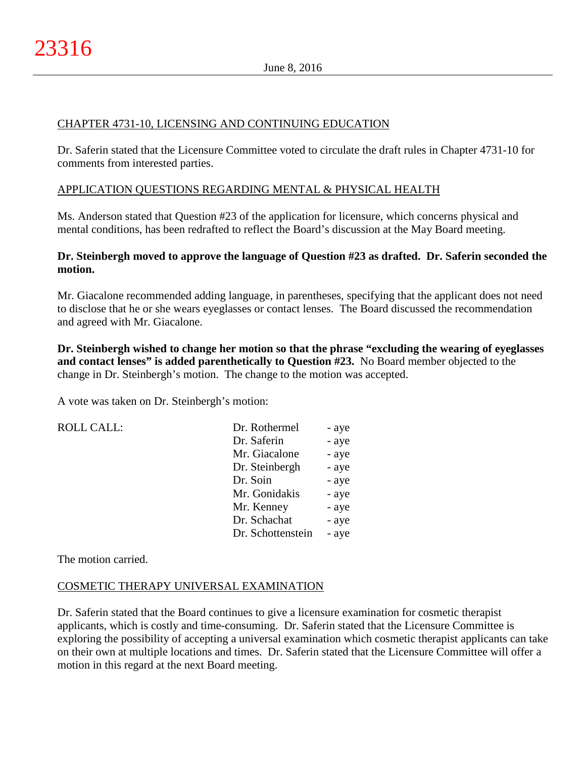CHAPTER 4731-10, LICENSING AND CONTINUING EDUCATION

Dr. Saferin stated that the Licensure Committee voted to circulate the draft rules in Chapter 4731-10 for comments from interested parties.

APPLICATION QUESTIONS REGARDING MENTAL & PHYSICAL HEALTH

Ms. Anderson stated that Question #23 of the application for licensure, which concerns physical and mental conditions, has been redrafted to reflect the Board's discussion at the May Board meeting.

**Dr. Steinbergh moved to approve the language of Question #23 as drafted. Dr. Saferin seconded the motion.**

Mr. Giacalone recommended adding language, in parentheses, specifying that the applicant does not need to disclose that he or she wears eyeglasses or contact lenses. The Board discussed the recommendation and agreed with Mr. Giacalone.

**Dr. Steinbergh wished to change her motion so that the phrase "excluding the wearing of eyeglasses and contact lenses" is added parenthetically to Question #23.** No Board member objected to the change in Dr. Steinbergh's motion. The change to the motion was accepted.

A vote was taken on Dr. Steinbergh's motion:

| ROLL CALL: | | |
|---|---|---|
| | Dr. Rothermel | - aye |
| | Dr. Saferin | - aye |
| | Mr. Giacalone | - aye |
| | Dr. Steinbergh | - aye |
| | Dr. Soin | - aye |
| | Mr. Gonidakis | - aye |
| | Mr. Kenney | - aye |
| | Dr. Schachat | - aye |
| | Dr. Schottenstein | - aye |

The motion carried.

COSMETIC THERAPY UNIVERSAL EXAMINATION

Dr. Saferin stated that the Board continues to give a licensure examination for cosmetic therapist applicants, which is costly and time-consuming. Dr. Saferin stated that the Licensure Committee is exploring the possibility of accepting a universal examination which cosmetic therapist applicants can take on their own at multiple locations and times. Dr. Saferin stated that the Licensure Committee will offer a motion in this regard at the next Board meeting.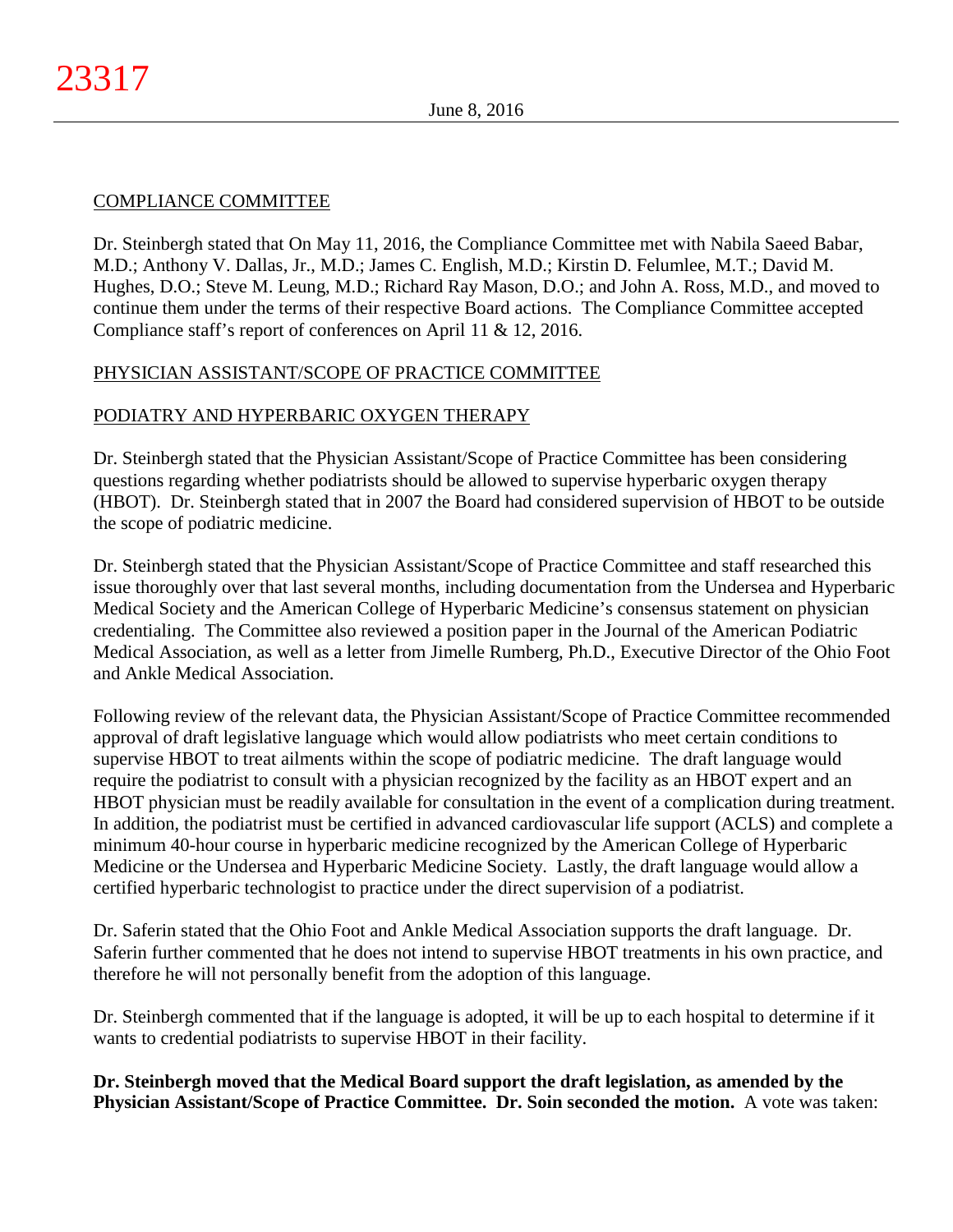COMPLIANCE COMMITTEE

Dr. Steinbergh stated that On May 11, 2016, the Compliance Committee met with Nabila Saeed Babar, M.D.; Anthony V. Dallas, Jr., M.D.; James C. English, M.D.; Kirstin D. Felumlee, M.T.; David M. Hughes, D.O.; Steve M. Leung, M.D.; Richard Ray Mason, D.O.; and John A. Ross, M.D., and moved to continue them under the terms of their respective Board actions. The Compliance Committee accepted Compliance staff's report of conferences on April 11 & 12, 2016.

PHYSICIAN ASSISTANT/SCOPE OF PRACTICE COMMITTEE

PODIATRY AND HYPERBARIC OXYGEN THERAPY

Dr. Steinbergh stated that the Physician Assistant/Scope of Practice Committee has been considering questions regarding whether podiatrists should be allowed to supervise hyperbaric oxygen therapy (HBOT). Dr. Steinbergh stated that in 2007 the Board had considered supervision of HBOT to be outside the scope of podiatric medicine.

Dr. Steinbergh stated that the Physician Assistant/Scope of Practice Committee and staff researched this issue thoroughly over that last several months, including documentation from the Undersea and Hyperbaric Medical Society and the American College of Hyperbaric Medicine's consensus statement on physician credentialing. The Committee also reviewed a position paper in the Journal of the American Podiatric Medical Association, as well as a letter from Jimelle Rumberg, Ph.D., Executive Director of the Ohio Foot and Ankle Medical Association.

Following review of the relevant data, the Physician Assistant/Scope of Practice Committee recommended approval of draft legislative language which would allow podiatrists who meet certain conditions to supervise HBOT to treat ailments within the scope of podiatric medicine. The draft language would require the podiatrist to consult with a physician recognized by the facility as an HBOT expert and an HBOT physician must be readily available for consultation in the event of a complication during treatment. In addition, the podiatrist must be certified in advanced cardiovascular life support (ACLS) and complete a minimum 40-hour course in hyperbaric medicine recognized by the American College of Hyperbaric Medicine or the Undersea and Hyperbaric Medicine Society. Lastly, the draft language would allow a certified hyperbaric technologist to practice under the direct supervision of a podiatrist.

Dr. Saferin stated that the Ohio Foot and Ankle Medical Association supports the draft language. Dr. Saferin further commented that he does not intend to supervise HBOT treatments in his own practice, and therefore he will not personally benefit from the adoption of this language.

Dr. Steinbergh commented that if the language is adopted, it will be up to each hospital to determine if it wants to credential podiatrists to supervise HBOT in their facility.

**Dr. Steinbergh moved that the Medical Board support the draft legislation, as amended by the Physician Assistant/Scope of Practice Committee. Dr. Soin seconded the motion.** A vote was taken: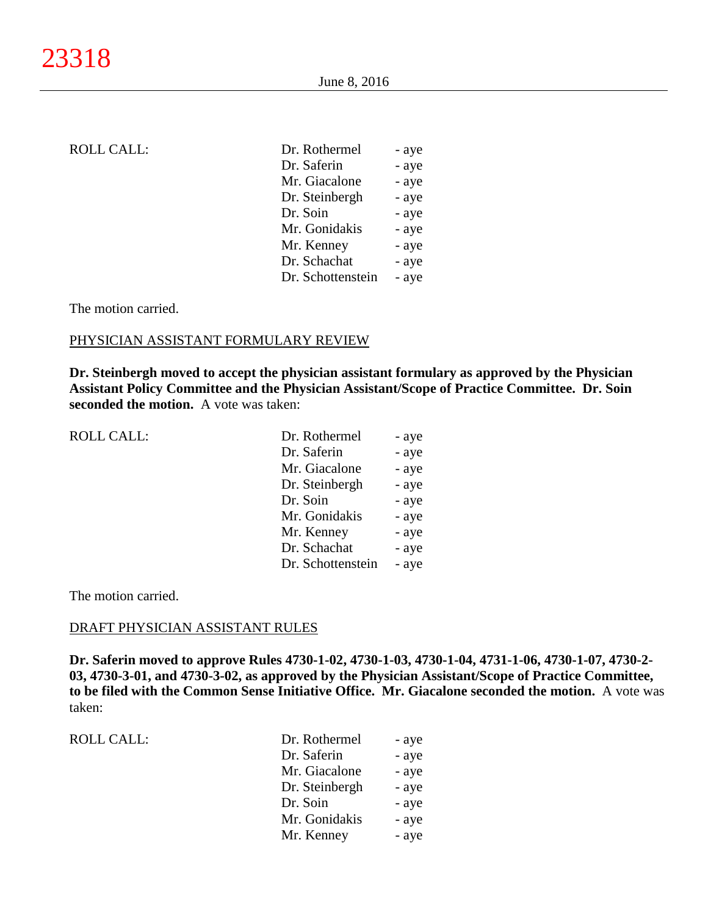ROLL CALL:

| | |
|---|---|
| Dr. Rothermel | - aye |
| Dr. Saferin | - aye |
| Mr. Giacalone | - aye |
| Dr. Steinbergh | - aye |
| Dr. Soin | - aye |
| Mr. Gonidakis | - aye |
| Mr. Kenney | - aye |
| Dr. Schachat | - aye |
| Dr. Schottenstein | - aye |

The motion carried.

PHYSICIAN ASSISTANT FORMULARY REVIEW

**Dr. Steinbergh moved to accept the physician assistant formulary as approved by the Physician Assistant Policy Committee and the Physician Assistant/Scope of Practice Committee. Dr. Soin seconded the motion.** A vote was taken:

ROLL CALL:

| | |
|---|---|
| Dr. Rothermel | - aye |
| Dr. Saferin | - aye |
| Mr. Giacalone | - aye |
| Dr. Steinbergh | - aye |
| Dr. Soin | - aye |
| Mr. Gonidakis | - aye |
| Mr. Kenney | - aye |
| Dr. Schachat | - aye |
| Dr. Schottenstein | - aye |

The motion carried.

DRAFT PHYSICIAN ASSISTANT RULES

**Dr. Saferin moved to approve Rules 4730-1-02, 4730-1-03, 4730-1-04, 4731-1-06, 4730-1-07, 4730-2-03, 4730-3-01, and 4730-3-02, as approved by the Physician Assistant/Scope of Practice Committee, to be filed with the Common Sense Initiative Office. Mr. Giacalone seconded the motion.** A vote was taken:

ROLL CALL:

| | |
|---|---|
| Dr. Rothermel | - aye |
| Dr. Saferin | - aye |
| Mr. Giacalone | - aye |
| Dr. Steinbergh | - aye |
| Dr. Soin | - aye |
| Mr. Gonidakis | - aye |
| Mr. Kenney | - aye |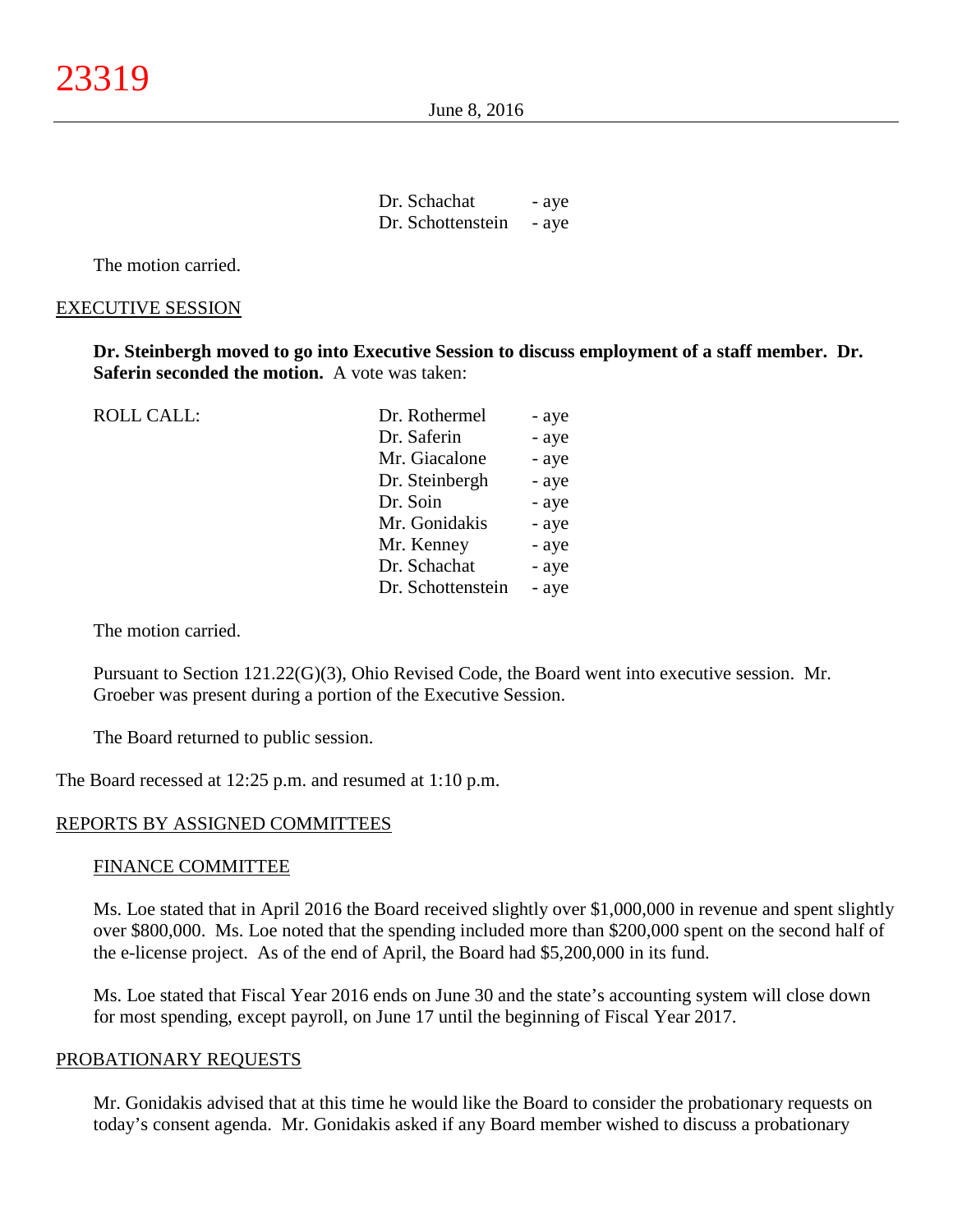| | | |
|---|---|---|
| | Dr. Schachat | - aye |
| | Dr. Schottenstein | - aye |

The motion carried.

## EXECUTIVE SESSION

**Dr. Steinbergh moved to go into Executive Session to discuss employment of a staff member. Dr. Saferin seconded the motion.** A vote was taken:

| | | |
|---|---|---|
| ROLL CALL: | Dr. Rothermel | - aye |
| | Dr. Saferin | - aye |
| | Mr. Giacalone | - aye |
| | Dr. Steinbergh | - aye |
| | Dr. Soin | - aye |
| | Mr. Gonidakis | - aye |
| | Mr. Kenney | - aye |
| | Dr. Schachat | - aye |
| | Dr. Schottenstein | - aye |

The motion carried.

Pursuant to Section 121.22(G)(3), Ohio Revised Code, the Board went into executive session. Mr. Groeber was present during a portion of the Executive Session.

The Board returned to public session.

The Board recessed at 12:25 p.m. and resumed at 1:10 p.m.

## REPORTS BY ASSIGNED COMMITTEES

### FINANCE COMMITTEE

Ms. Loe stated that in April 2016 the Board received slightly over $1,000,000 in revenue and spent slightly over $800,000. Ms. Loe noted that the spending included more than $200,000 spent on the second half of the e-license project. As of the end of April, the Board had $5,200,000 in its fund.

Ms. Loe stated that Fiscal Year 2016 ends on June 30 and the state's accounting system will close down for most spending, except payroll, on June 17 until the beginning of Fiscal Year 2017.

## PROBATIONARY REQUESTS

Mr. Gonidakis advised that at this time he would like the Board to consider the probationary requests on today's consent agenda. Mr. Gonidakis asked if any Board member wished to discuss a probationary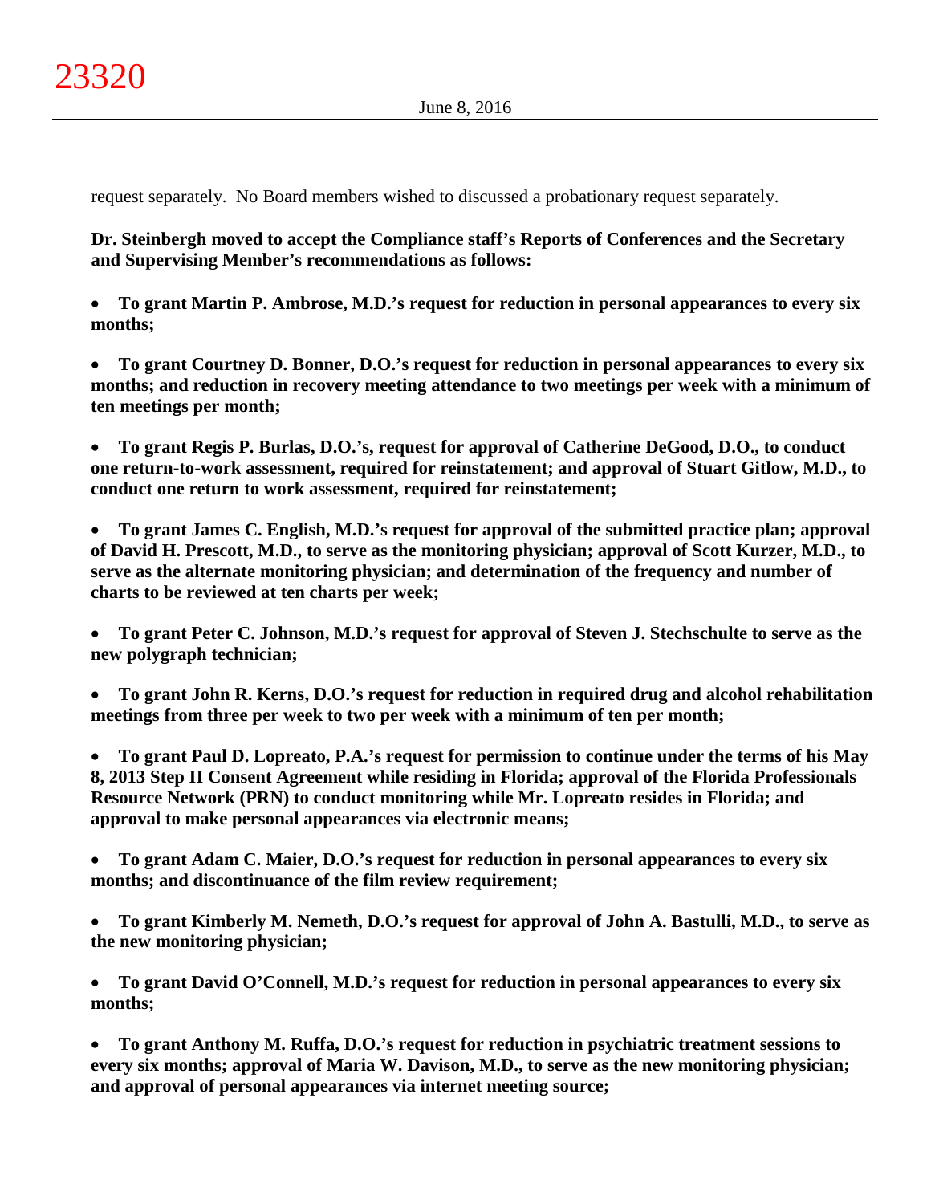request separately. No Board members wished to discussed a probationary request separately.

**Dr. Steinbergh moved to accept the Compliance staff's Reports of Conferences and the Secretary and Supervising Member's recommendations as follows:**

- **To grant Martin P. Ambrose, M.D.'s request for reduction in personal appearances to every six months;**

- **To grant Courtney D. Bonner, D.O.'s request for reduction in personal appearances to every six months; and reduction in recovery meeting attendance to two meetings per week with a minimum of ten meetings per month;**

- **To grant Regis P. Burlas, D.O.'s, request for approval of Catherine DeGood, D.O., to conduct one return-to-work assessment, required for reinstatement; and approval of Stuart Gitlow, M.D., to conduct one return to work assessment, required for reinstatement;**

- **To grant James C. English, M.D.'s request for approval of the submitted practice plan; approval of David H. Prescott, M.D., to serve as the monitoring physician; approval of Scott Kurzer, M.D., to serve as the alternate monitoring physician; and determination of the frequency and number of charts to be reviewed at ten charts per week;**

- **To grant Peter C. Johnson, M.D.'s request for approval of Steven J. Stechschulte to serve as the new polygraph technician;**

- **To grant John R. Kerns, D.O.'s request for reduction in required drug and alcohol rehabilitation meetings from three per week to two per week with a minimum of ten per month;**

- **To grant Paul D. Lopreato, P.A.'s request for permission to continue under the terms of his May 8, 2013 Step II Consent Agreement while residing in Florida; approval of the Florida Professionals Resource Network (PRN) to conduct monitoring while Mr. Lopreato resides in Florida; and approval to make personal appearances via electronic means;**

- **To grant Adam C. Maier, D.O.'s request for reduction in personal appearances to every six months; and discontinuance of the film review requirement;**

- **To grant Kimberly M. Nemeth, D.O.'s request for approval of John A. Bastulli, M.D., to serve as the new monitoring physician;**

- **To grant David O'Connell, M.D.'s request for reduction in personal appearances to every six months;**

- **To grant Anthony M. Ruffa, D.O.'s request for reduction in psychiatric treatment sessions to every six months; approval of Maria W. Davison, M.D., to serve as the new monitoring physician; and approval of personal appearances via internet meeting source;**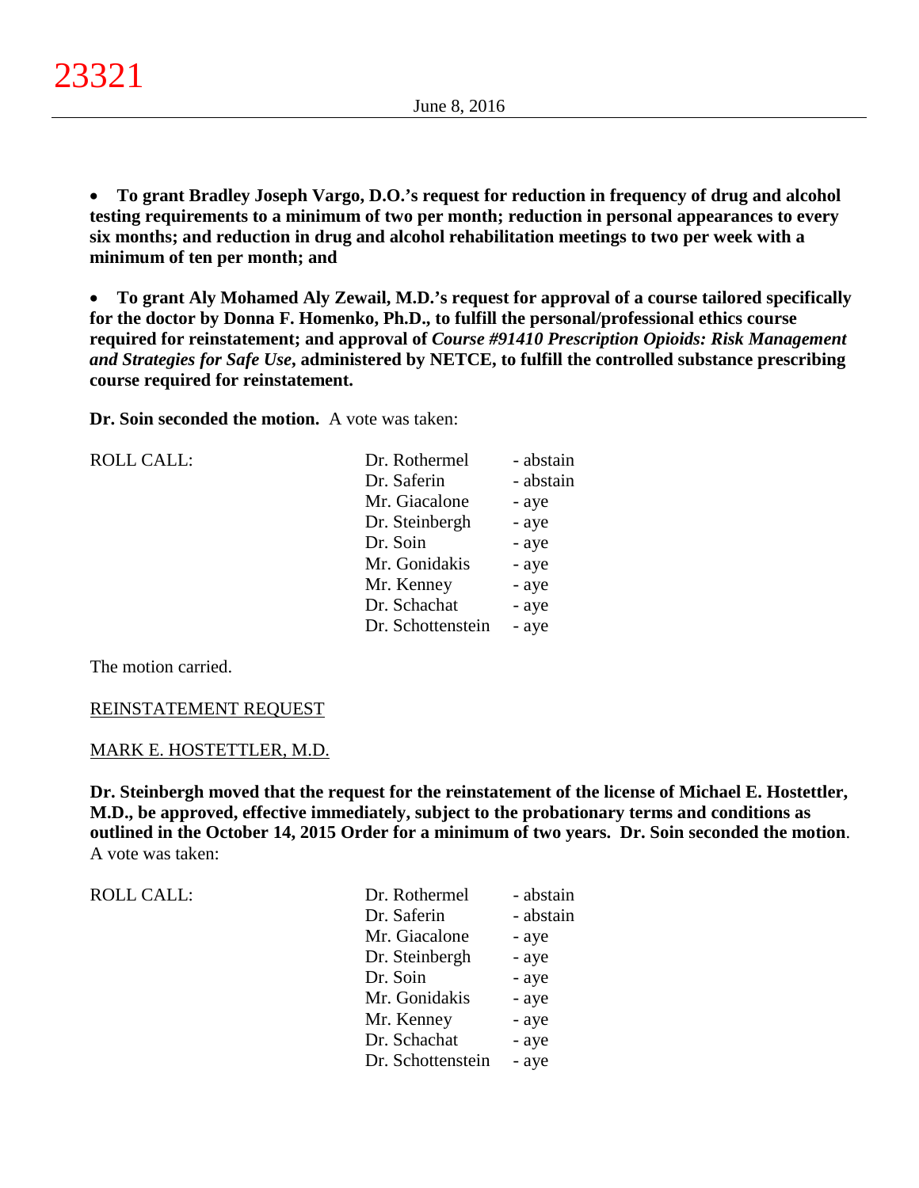- **To grant Bradley Joseph Vargo, D.O.'s request for reduction in frequency of drug and alcohol testing requirements to a minimum of two per month; reduction in personal appearances to every six months; and reduction in drug and alcohol rehabilitation meetings to two per week with a minimum of ten per month; and**

- **To grant Aly Mohamed Aly Zewail, M.D.'s request for approval of a course tailored specifically for the doctor by Donna F. Homenko, Ph.D., to fulfill the personal/professional ethics course required for reinstatement; and approval of *Course #91410 Prescription Opioids: Risk Management and Strategies for Safe Use*, administered by NETCE, to fulfill the controlled substance prescribing course required for reinstatement.**

**Dr. Soin seconded the motion.** A vote was taken:

| ROLL CALL: | Dr. Rothermel | - abstain |
|---|---|---|
| | Dr. Saferin | - abstain |
| | Mr. Giacalone | - aye |
| | Dr. Steinbergh | - aye |
| | Dr. Soin | - aye |
| | Mr. Gonidakis | - aye |
| | Mr. Kenney | - aye |
| | Dr. Schachat | - aye |
| | Dr. Schottenstein | - aye |

The motion carried.

REINSTATEMENT REQUEST

MARK E. HOSTETTLER, M.D.

**Dr. Steinbergh moved that the request for the reinstatement of the license of Michael E. Hostettler, M.D., be approved, effective immediately, subject to the probationary terms and conditions as outlined in the October 14, 2015 Order for a minimum of two years. Dr. Soin seconded the motion**. A vote was taken:

| ROLL CALL: | Dr. Rothermel | - abstain |
|---|---|---|
| | Dr. Saferin | - abstain |
| | Mr. Giacalone | - aye |
| | Dr. Steinbergh | - aye |
| | Dr. Soin | - aye |
| | Mr. Gonidakis | - aye |
| | Mr. Kenney | - aye |
| | Dr. Schachat | - aye |
| | Dr. Schottenstein | - aye |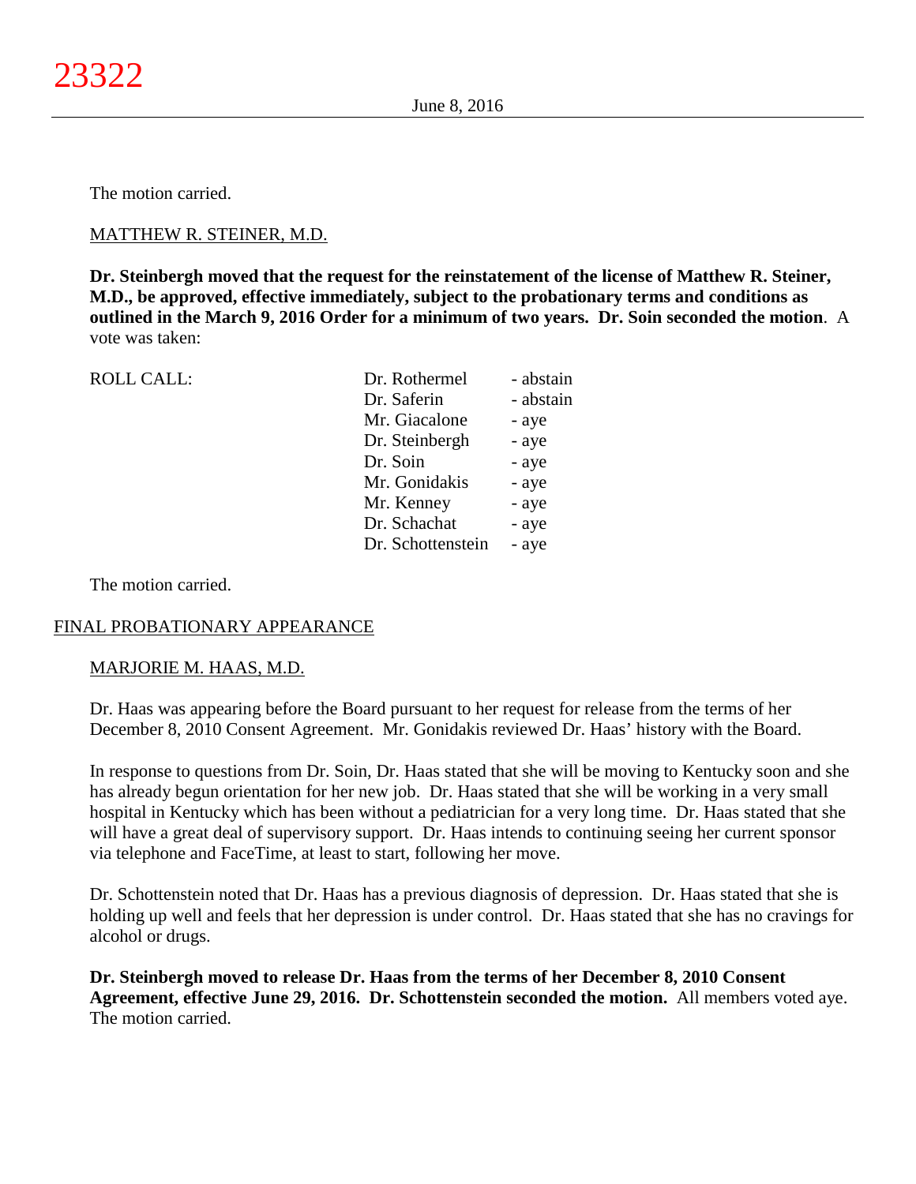The motion carried.

MATTHEW R. STEINER, M.D.

**Dr. Steinbergh moved that the request for the reinstatement of the license of Matthew R. Steiner, M.D., be approved, effective immediately, subject to the probationary terms and conditions as outlined in the March 9, 2016 Order for a minimum of two years. Dr. Soin seconded the motion**. A vote was taken:

| ROLL CALL: | Dr. Rothermel | - abstain |
|---|---|---|
| | Dr. Saferin | - abstain |
| | Mr. Giacalone | - aye |
| | Dr. Steinbergh | - aye |
| | Dr. Soin | - aye |
| | Mr. Gonidakis | - aye |
| | Mr. Kenney | - aye |
| | Dr. Schachat | - aye |
| | Dr. Schottenstein | - aye |

The motion carried.

FINAL PROBATIONARY APPEARANCE

MARJORIE M. HAAS, M.D.

Dr. Haas was appearing before the Board pursuant to her request for release from the terms of her December 8, 2010 Consent Agreement. Mr. Gonidakis reviewed Dr. Haas' history with the Board.

In response to questions from Dr. Soin, Dr. Haas stated that she will be moving to Kentucky soon and she has already begun orientation for her new job. Dr. Haas stated that she will be working in a very small hospital in Kentucky which has been without a pediatrician for a very long time. Dr. Haas stated that she will have a great deal of supervisory support. Dr. Haas intends to continuing seeing her current sponsor via telephone and FaceTime, at least to start, following her move.

Dr. Schottenstein noted that Dr. Haas has a previous diagnosis of depression. Dr. Haas stated that she is holding up well and feels that her depression is under control. Dr. Haas stated that she has no cravings for alcohol or drugs.

**Dr. Steinbergh moved to release Dr. Haas from the terms of her December 8, 2010 Consent Agreement, effective June 29, 2016. Dr. Schottenstein seconded the motion.** All members voted aye. The motion carried.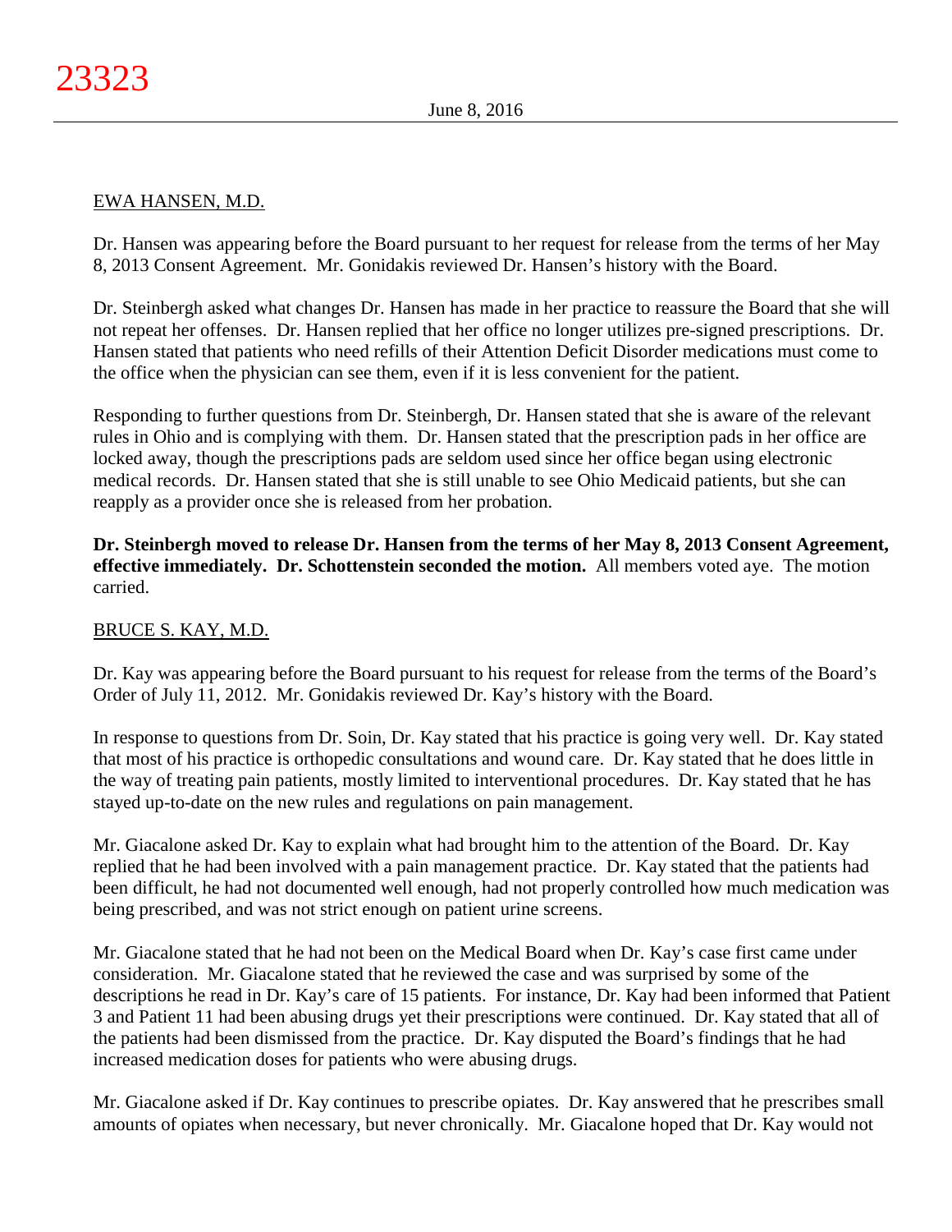EWA HANSEN, M.D.

Dr. Hansen was appearing before the Board pursuant to her request for release from the terms of her May 8, 2013 Consent Agreement. Mr. Gonidakis reviewed Dr. Hansen's history with the Board.

Dr. Steinbergh asked what changes Dr. Hansen has made in her practice to reassure the Board that she will not repeat her offenses. Dr. Hansen replied that her office no longer utilizes pre-signed prescriptions. Dr. Hansen stated that patients who need refills of their Attention Deficit Disorder medications must come to the office when the physician can see them, even if it is less convenient for the patient.

Responding to further questions from Dr. Steinbergh, Dr. Hansen stated that she is aware of the relevant rules in Ohio and is complying with them. Dr. Hansen stated that the prescription pads in her office are locked away, though the prescriptions pads are seldom used since her office began using electronic medical records. Dr. Hansen stated that she is still unable to see Ohio Medicaid patients, but she can reapply as a provider once she is released from her probation.

**Dr. Steinbergh moved to release Dr. Hansen from the terms of her May 8, 2013 Consent Agreement, effective immediately. Dr. Schottenstein seconded the motion.** All members voted aye. The motion carried.

BRUCE S. KAY, M.D.

Dr. Kay was appearing before the Board pursuant to his request for release from the terms of the Board's Order of July 11, 2012. Mr. Gonidakis reviewed Dr. Kay's history with the Board.

In response to questions from Dr. Soin, Dr. Kay stated that his practice is going very well. Dr. Kay stated that most of his practice is orthopedic consultations and wound care. Dr. Kay stated that he does little in the way of treating pain patients, mostly limited to interventional procedures. Dr. Kay stated that he has stayed up-to-date on the new rules and regulations on pain management.

Mr. Giacalone asked Dr. Kay to explain what had brought him to the attention of the Board. Dr. Kay replied that he had been involved with a pain management practice. Dr. Kay stated that the patients had been difficult, he had not documented well enough, had not properly controlled how much medication was being prescribed, and was not strict enough on patient urine screens.

Mr. Giacalone stated that he had not been on the Medical Board when Dr. Kay's case first came under consideration. Mr. Giacalone stated that he reviewed the case and was surprised by some of the descriptions he read in Dr. Kay's care of 15 patients. For instance, Dr. Kay had been informed that Patient 3 and Patient 11 had been abusing drugs yet their prescriptions were continued. Dr. Kay stated that all of the patients had been dismissed from the practice. Dr. Kay disputed the Board's findings that he had increased medication doses for patients who were abusing drugs.

Mr. Giacalone asked if Dr. Kay continues to prescribe opiates. Dr. Kay answered that he prescribes small amounts of opiates when necessary, but never chronically. Mr. Giacalone hoped that Dr. Kay would not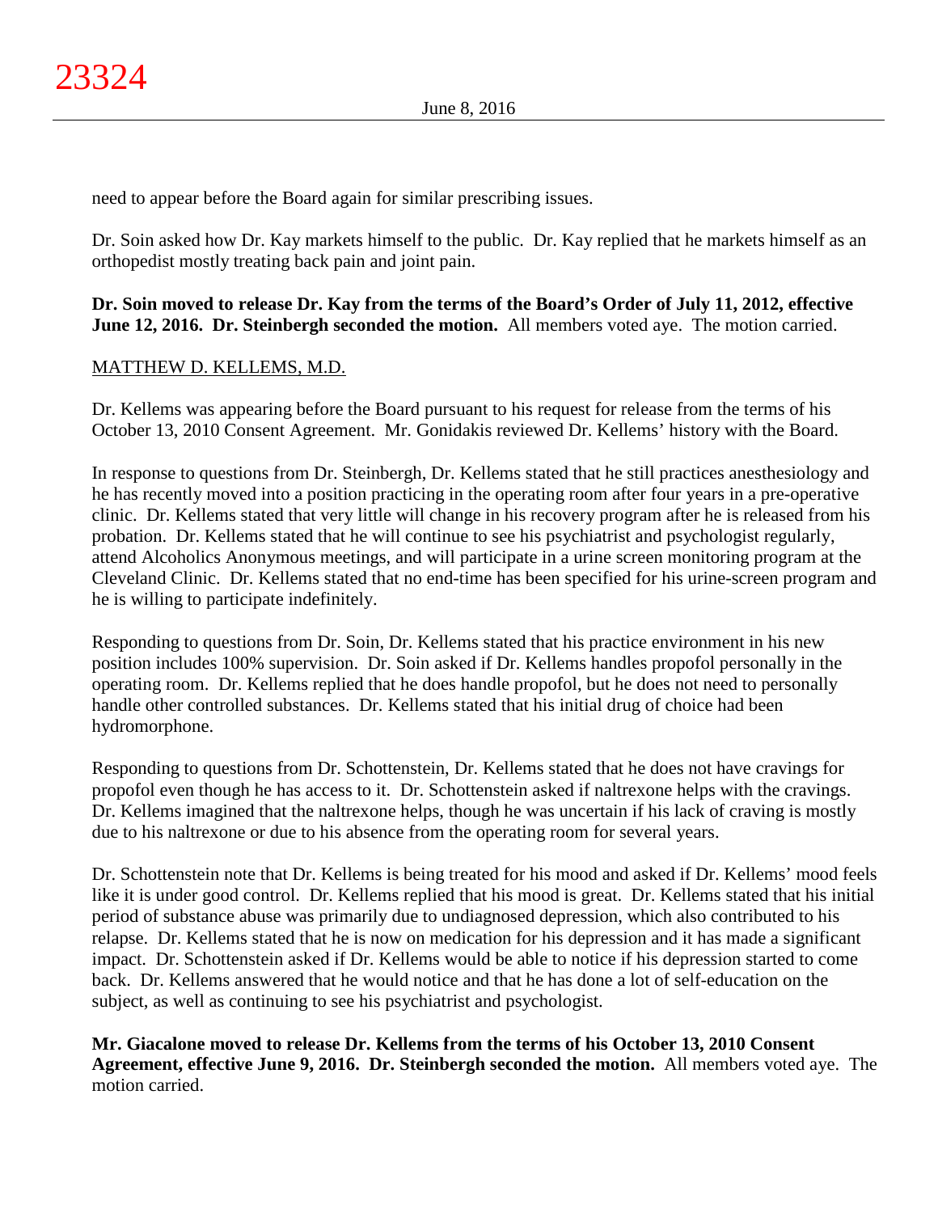need to appear before the Board again for similar prescribing issues.

Dr. Soin asked how Dr. Kay markets himself to the public. Dr. Kay replied that he markets himself as an orthopedist mostly treating back pain and joint pain.

**Dr. Soin moved to release Dr. Kay from the terms of the Board's Order of July 11, 2012, effective June 12, 2016. Dr. Steinbergh seconded the motion.** All members voted aye. The motion carried.

MATTHEW D. KELLEMS, M.D.

Dr. Kellems was appearing before the Board pursuant to his request for release from the terms of his October 13, 2010 Consent Agreement. Mr. Gonidakis reviewed Dr. Kellems' history with the Board.

In response to questions from Dr. Steinbergh, Dr. Kellems stated that he still practices anesthesiology and he has recently moved into a position practicing in the operating room after four years in a pre-operative clinic. Dr. Kellems stated that very little will change in his recovery program after he is released from his probation. Dr. Kellems stated that he will continue to see his psychiatrist and psychologist regularly, attend Alcoholics Anonymous meetings, and will participate in a urine screen monitoring program at the Cleveland Clinic. Dr. Kellems stated that no end-time has been specified for his urine-screen program and he is willing to participate indefinitely.

Responding to questions from Dr. Soin, Dr. Kellems stated that his practice environment in his new position includes 100% supervision. Dr. Soin asked if Dr. Kellems handles propofol personally in the operating room. Dr. Kellems replied that he does handle propofol, but he does not need to personally handle other controlled substances. Dr. Kellems stated that his initial drug of choice had been hydromorphone.

Responding to questions from Dr. Schottenstein, Dr. Kellems stated that he does not have cravings for propofol even though he has access to it. Dr. Schottenstein asked if naltrexone helps with the cravings. Dr. Kellems imagined that the naltrexone helps, though he was uncertain if his lack of craving is mostly due to his naltrexone or due to his absence from the operating room for several years.

Dr. Schottenstein note that Dr. Kellems is being treated for his mood and asked if Dr. Kellems' mood feels like it is under good control. Dr. Kellems replied that his mood is great. Dr. Kellems stated that his initial period of substance abuse was primarily due to undiagnosed depression, which also contributed to his relapse. Dr. Kellems stated that he is now on medication for his depression and it has made a significant impact. Dr. Schottenstein asked if Dr. Kellems would be able to notice if his depression started to come back. Dr. Kellems answered that he would notice and that he has done a lot of self-education on the subject, as well as continuing to see his psychiatrist and psychologist.

**Mr. Giacalone moved to release Dr. Kellems from the terms of his October 13, 2010 Consent Agreement, effective June 9, 2016. Dr. Steinbergh seconded the motion.** All members voted aye. The motion carried.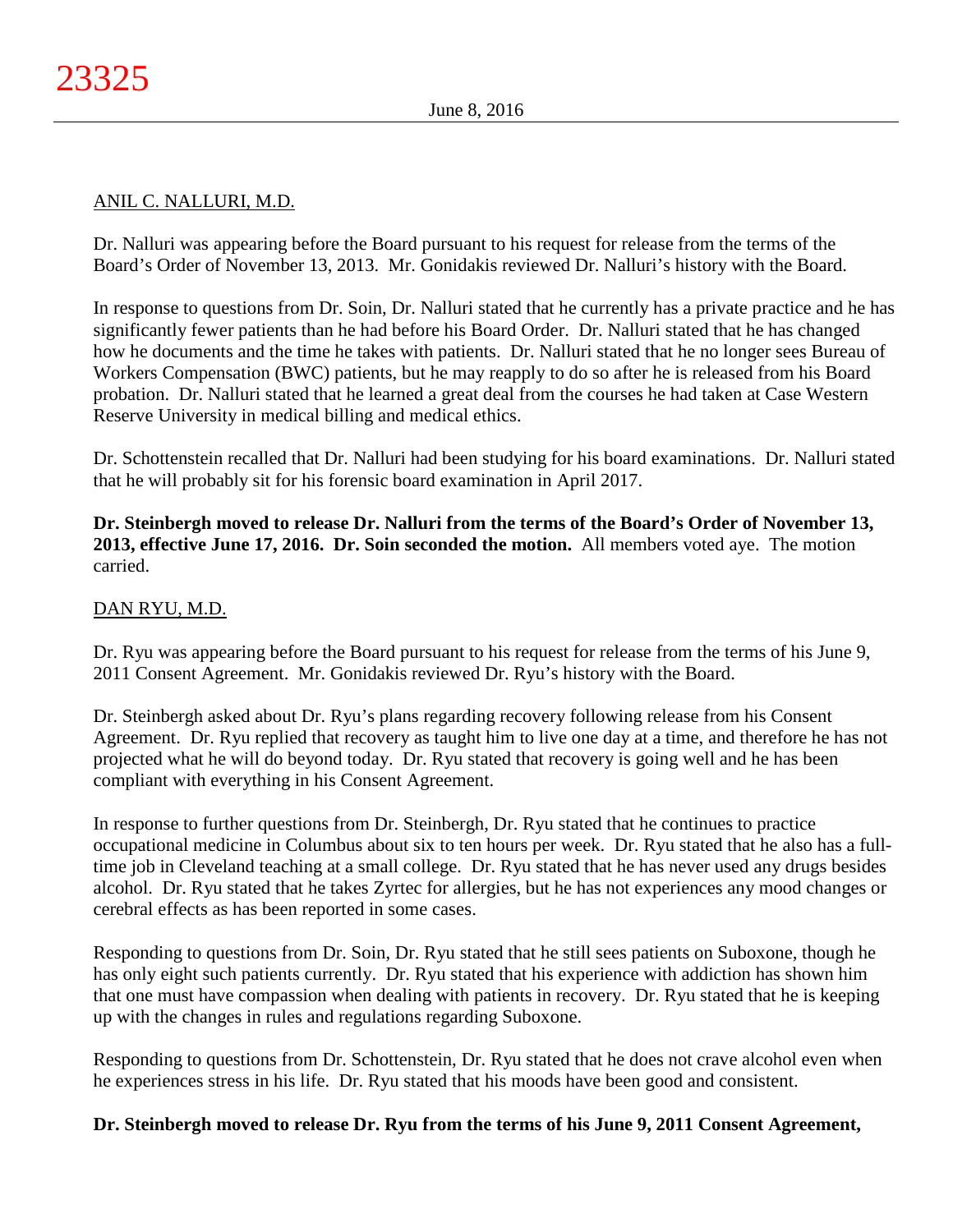ANIL C. NALLURI, M.D.

Dr. Nalluri was appearing before the Board pursuant to his request for release from the terms of the Board's Order of November 13, 2013. Mr. Gonidakis reviewed Dr. Nalluri's history with the Board.

In response to questions from Dr. Soin, Dr. Nalluri stated that he currently has a private practice and he has significantly fewer patients than he had before his Board Order. Dr. Nalluri stated that he has changed how he documents and the time he takes with patients. Dr. Nalluri stated that he no longer sees Bureau of Workers Compensation (BWC) patients, but he may reapply to do so after he is released from his Board probation. Dr. Nalluri stated that he learned a great deal from the courses he had taken at Case Western Reserve University in medical billing and medical ethics.

Dr. Schottenstein recalled that Dr. Nalluri had been studying for his board examinations. Dr. Nalluri stated that he will probably sit for his forensic board examination in April 2017.

**Dr. Steinbergh moved to release Dr. Nalluri from the terms of the Board's Order of November 13, 2013, effective June 17, 2016. Dr. Soin seconded the motion.** All members voted aye. The motion carried.

DAN RYU, M.D.

Dr. Ryu was appearing before the Board pursuant to his request for release from the terms of his June 9, 2011 Consent Agreement. Mr. Gonidakis reviewed Dr. Ryu's history with the Board.

Dr. Steinbergh asked about Dr. Ryu's plans regarding recovery following release from his Consent Agreement. Dr. Ryu replied that recovery as taught him to live one day at a time, and therefore he has not projected what he will do beyond today. Dr. Ryu stated that recovery is going well and he has been compliant with everything in his Consent Agreement.

In response to further questions from Dr. Steinbergh, Dr. Ryu stated that he continues to practice occupational medicine in Columbus about six to ten hours per week. Dr. Ryu stated that he also has a full-time job in Cleveland teaching at a small college. Dr. Ryu stated that he has never used any drugs besides alcohol. Dr. Ryu stated that he takes Zyrtec for allergies, but he has not experiences any mood changes or cerebral effects as has been reported in some cases.

Responding to questions from Dr. Soin, Dr. Ryu stated that he still sees patients on Suboxone, though he has only eight such patients currently. Dr. Ryu stated that his experience with addiction has shown him that one must have compassion when dealing with patients in recovery. Dr. Ryu stated that he is keeping up with the changes in rules and regulations regarding Suboxone.

Responding to questions from Dr. Schottenstein, Dr. Ryu stated that he does not crave alcohol even when he experiences stress in his life. Dr. Ryu stated that his moods have been good and consistent.

**Dr. Steinbergh moved to release Dr. Ryu from the terms of his June 9, 2011 Consent Agreement,**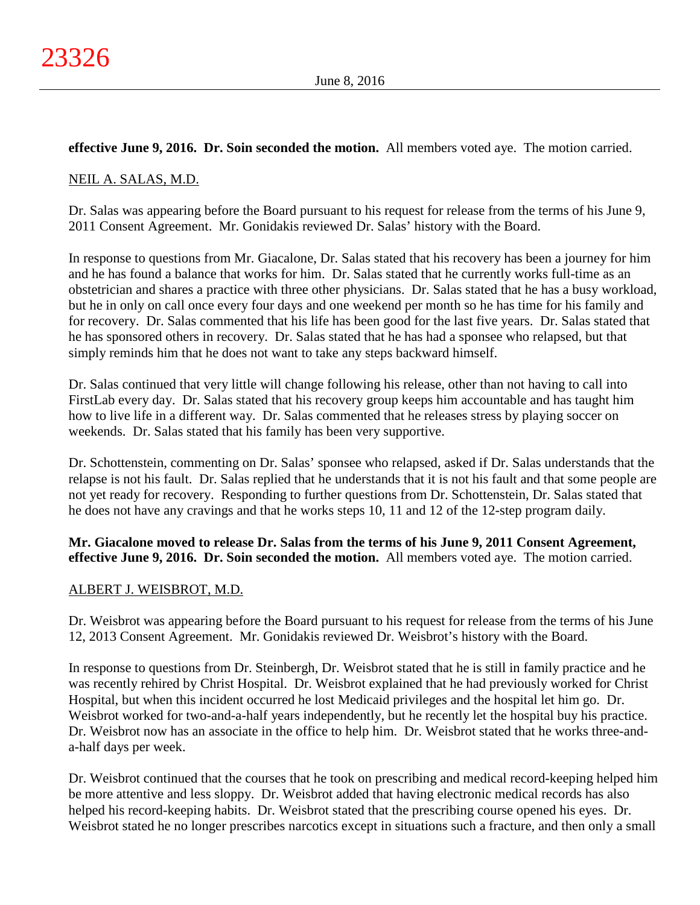**effective June 9, 2016. Dr. Soin seconded the motion.** All members voted aye. The motion carried.

NEIL A. SALAS, M.D.

Dr. Salas was appearing before the Board pursuant to his request for release from the terms of his June 9, 2011 Consent Agreement. Mr. Gonidakis reviewed Dr. Salas' history with the Board.

In response to questions from Mr. Giacalone, Dr. Salas stated that his recovery has been a journey for him and he has found a balance that works for him. Dr. Salas stated that he currently works full-time as an obstetrician and shares a practice with three other physicians. Dr. Salas stated that he has a busy workload, but he in only on call once every four days and one weekend per month so he has time for his family and for recovery. Dr. Salas commented that his life has been good for the last five years. Dr. Salas stated that he has sponsored others in recovery. Dr. Salas stated that he has had a sponsee who relapsed, but that simply reminds him that he does not want to take any steps backward himself.

Dr. Salas continued that very little will change following his release, other than not having to call into FirstLab every day. Dr. Salas stated that his recovery group keeps him accountable and has taught him how to live life in a different way. Dr. Salas commented that he releases stress by playing soccer on weekends. Dr. Salas stated that his family has been very supportive.

Dr. Schottenstein, commenting on Dr. Salas' sponsee who relapsed, asked if Dr. Salas understands that the relapse is not his fault. Dr. Salas replied that he understands that it is not his fault and that some people are not yet ready for recovery. Responding to further questions from Dr. Schottenstein, Dr. Salas stated that he does not have any cravings and that he works steps 10, 11 and 12 of the 12-step program daily.

**Mr. Giacalone moved to release Dr. Salas from the terms of his June 9, 2011 Consent Agreement, effective June 9, 2016. Dr. Soin seconded the motion.** All members voted aye. The motion carried.

ALBERT J. WEISBROT, M.D.

Dr. Weisbrot was appearing before the Board pursuant to his request for release from the terms of his June 12, 2013 Consent Agreement. Mr. Gonidakis reviewed Dr. Weisbrot's history with the Board.

In response to questions from Dr. Steinbergh, Dr. Weisbrot stated that he is still in family practice and he was recently rehired by Christ Hospital. Dr. Weisbrot explained that he had previously worked for Christ Hospital, but when this incident occurred he lost Medicaid privileges and the hospital let him go. Dr. Weisbrot worked for two-and-a-half years independently, but he recently let the hospital buy his practice. Dr. Weisbrot now has an associate in the office to help him. Dr. Weisbrot stated that he works three-and-a-half days per week.

Dr. Weisbrot continued that the courses that he took on prescribing and medical record-keeping helped him be more attentive and less sloppy. Dr. Weisbrot added that having electronic medical records has also helped his record-keeping habits. Dr. Weisbrot stated that the prescribing course opened his eyes. Dr. Weisbrot stated he no longer prescribes narcotics except in situations such a fracture, and then only a small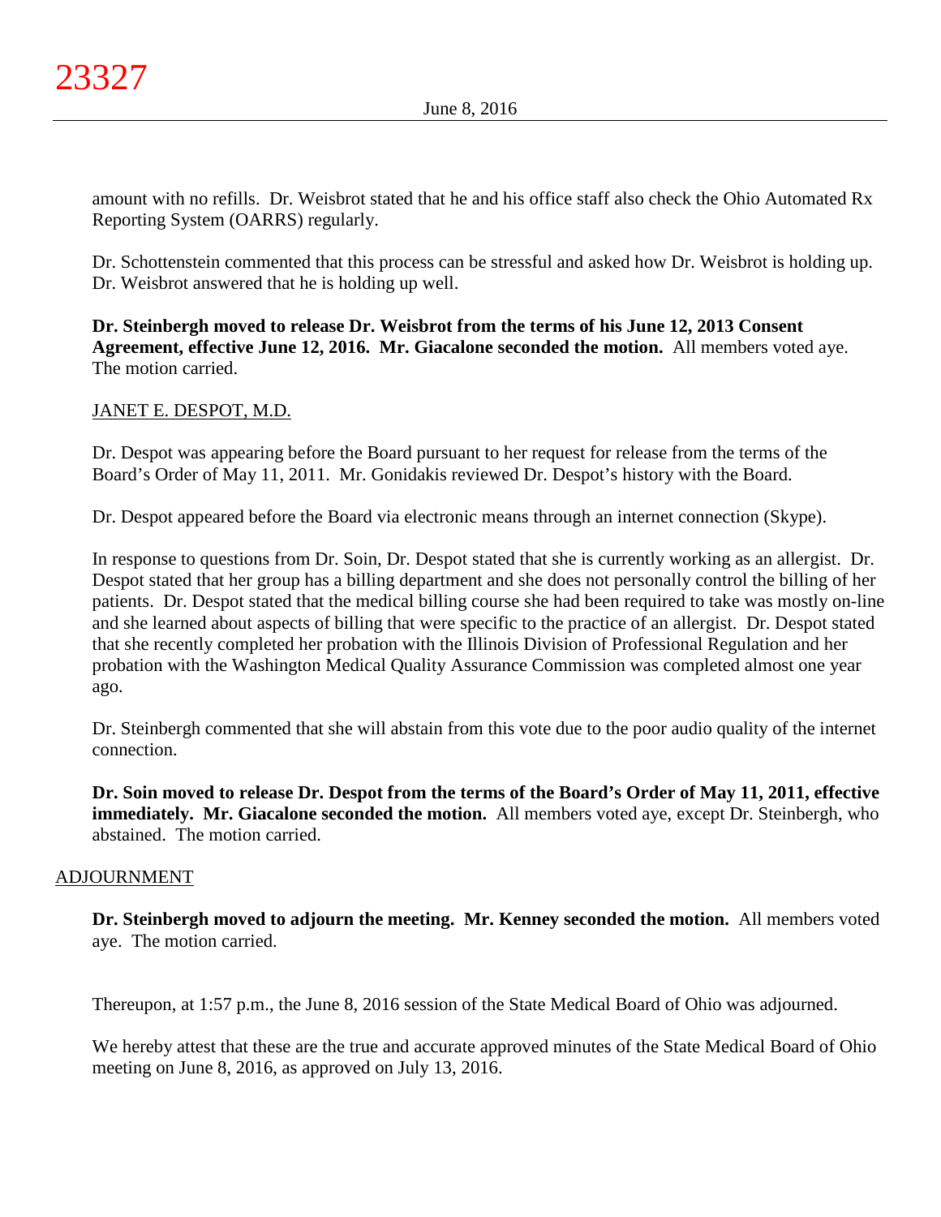amount with no refills. Dr. Weisbrot stated that he and his office staff also check the Ohio Automated Rx Reporting System (OARRS) regularly.

Dr. Schottenstein commented that this process can be stressful and asked how Dr. Weisbrot is holding up. Dr. Weisbrot answered that he is holding up well.

**Dr. Steinbergh moved to release Dr. Weisbrot from the terms of his June 12, 2013 Consent Agreement, effective June 12, 2016. Mr. Giacalone seconded the motion.** All members voted aye. The motion carried.

JANET E. DESPOT, M.D.

Dr. Despot was appearing before the Board pursuant to her request for release from the terms of the Board's Order of May 11, 2011. Mr. Gonidakis reviewed Dr. Despot's history with the Board.

Dr. Despot appeared before the Board via electronic means through an internet connection (Skype).

In response to questions from Dr. Soin, Dr. Despot stated that she is currently working as an allergist. Dr. Despot stated that her group has a billing department and she does not personally control the billing of her patients. Dr. Despot stated that the medical billing course she had been required to take was mostly on-line and she learned about aspects of billing that were specific to the practice of an allergist. Dr. Despot stated that she recently completed her probation with the Illinois Division of Professional Regulation and her probation with the Washington Medical Quality Assurance Commission was completed almost one year ago.

Dr. Steinbergh commented that she will abstain from this vote due to the poor audio quality of the internet connection.

**Dr. Soin moved to release Dr. Despot from the terms of the Board's Order of May 11, 2011, effective immediately. Mr. Giacalone seconded the motion.** All members voted aye, except Dr. Steinbergh, who abstained. The motion carried.

## ADJOURNMENT

**Dr. Steinbergh moved to adjourn the meeting. Mr. Kenney seconded the motion.** All members voted aye. The motion carried.

Thereupon, at 1:57 p.m., the June 8, 2016 session of the State Medical Board of Ohio was adjourned.

We hereby attest that these are the true and accurate approved minutes of the State Medical Board of Ohio meeting on June 8, 2016, as approved on July 13, 2016.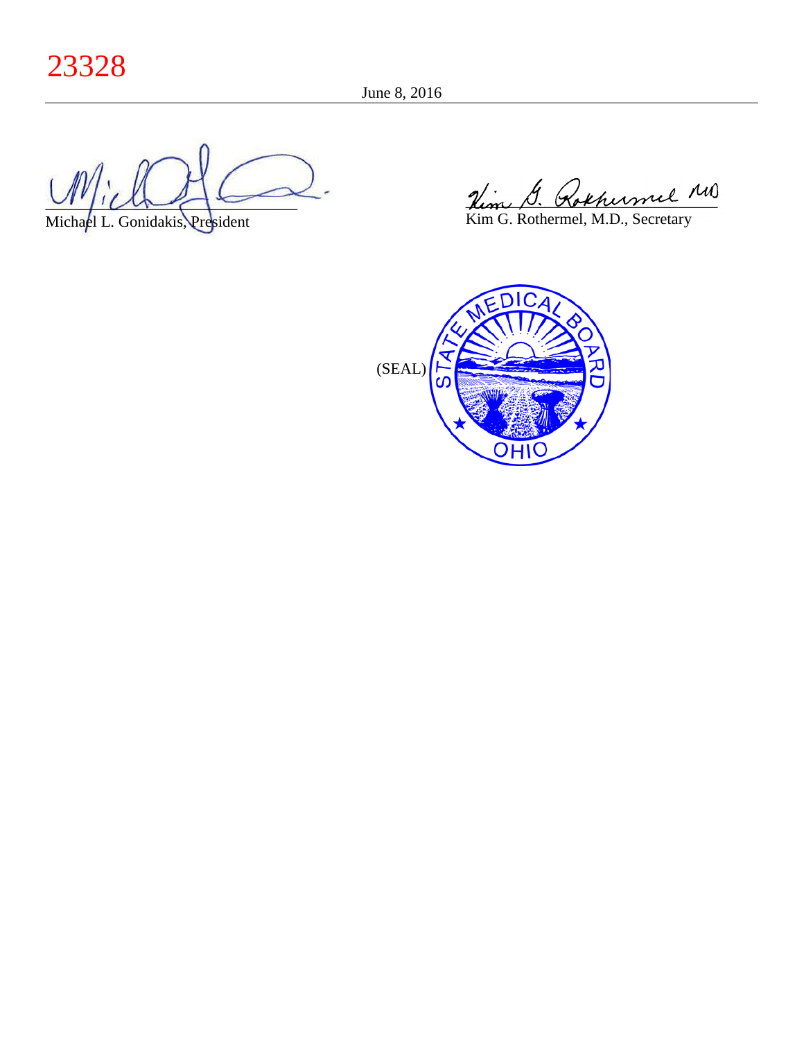23328

June 8, 2016

Michael L. Gonidakis, President

Kim G. Rothermel, M.D., Secretary

(SEAL)

STATE MEDICAL BOARD OHIO